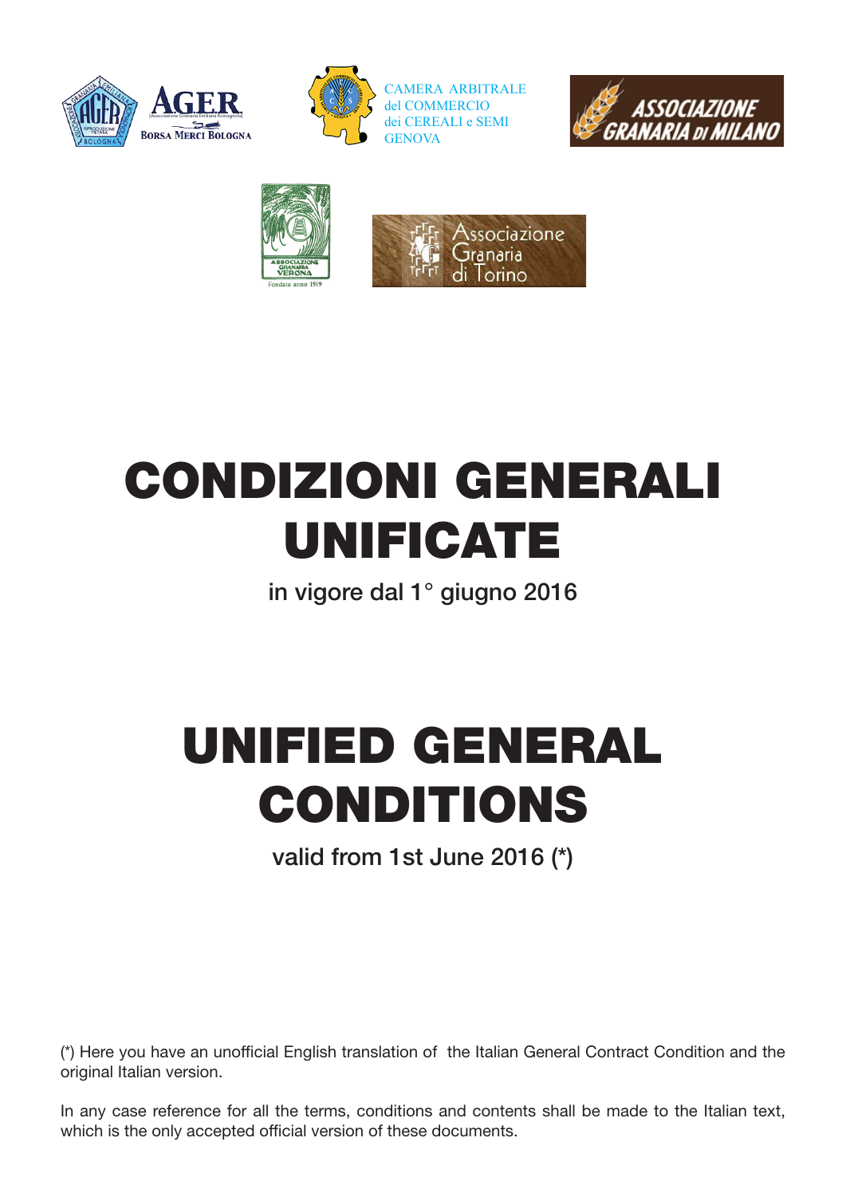AGER
(Associazione Granaria Emiliana Romagnola)
BORSA MERCI BOLOGNA

CAMERA ARBITRALE
del COMMERCIO
dei CEREALI e SEMI
GENOVA

ASSOCIAZIONE GRANARIA DI MILANO

ASSOCIAZIONE GRANARIA VERONA
Fondata anno 1919

Associazione Granaria di Torino

# CONDIZIONI GENERALI UNIFICATE

in vigore dal 1° giugno 2016

# UNIFIED GENERAL CONDITIONS

valid from 1st June 2016 (*)

(*) Here you have an unofficial English translation of the Italian General Contract Condition and the original Italian version.

In any case reference for all the terms, conditions and contents shall be made to the Italian text, which is the only accepted official version of these documents.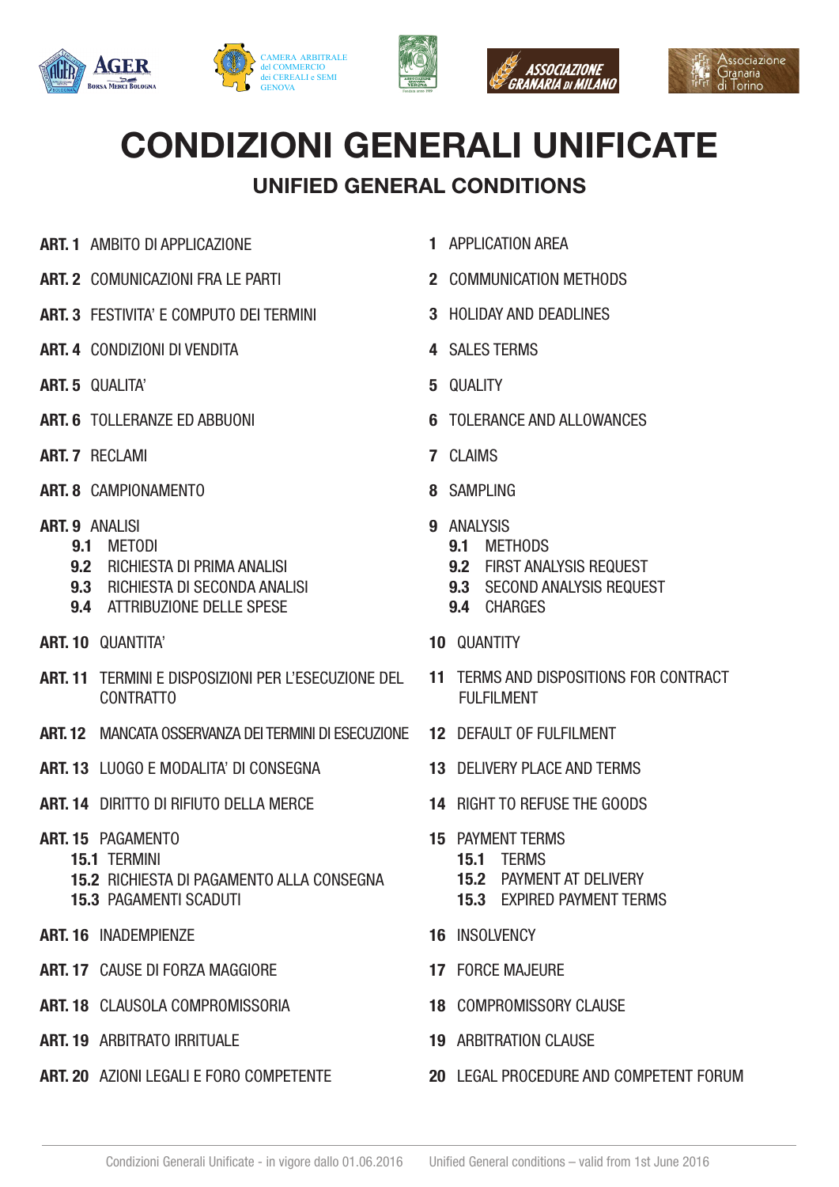# CONDIZIONI GENERALI UNIFICATE

## UNIFIED GENERAL CONDITIONS

| | |
|---|---|
| **ART. 1** AMBITO DI APPLICAZIONE | **1** APPLICATION AREA |
| **ART. 2** COMUNICAZIONI FRA LE PARTI | **2** COMMUNICATION METHODS |
| **ART. 3** FESTIVITA' E COMPUTO DEI TERMINI | **3** HOLIDAY AND DEADLINES |
| **ART. 4** CONDIZIONI DI VENDITA | **4** SALES TERMS |
| **ART. 5** QUALITA' | **5** QUALITY |
| **ART. 6** TOLLERANZE ED ABBUONI | **6** TOLERANCE AND ALLOWANCES |
| **ART. 7** RECLAMI | **7** CLAIMS |
| **ART. 8** CAMPIONAMENTO | **8** SAMPLING |
| **ART. 9** ANALISI | **9** ANALYSIS |
| **9.1** METODI | **9.1** METHODS |
| **9.2** RICHIESTA DI PRIMA ANALISI | **9.2** FIRST ANALYSIS REQUEST |
| **9.3** RICHIESTA DI SECONDA ANALISI | **9.3** SECOND ANALYSIS REQUEST |
| **9.4** ATTRIBUZIONE DELLE SPESE | **9.4** CHARGES |
| **ART. 10** QUANTITA' | **10** QUANTITY |
| **ART. 11** TERMINI E DISPOSIZIONI PER L'ESECUZIONE DEL CONTRATTO | **11** TERMS AND DISPOSITIONS FOR CONTRACT FULFILMENT |
| **ART. 12** MANCATA OSSERVANZA DEI TERMINI DI ESECUZIONE | **12** DEFAULT OF FULFILMENT |
| **ART. 13** LUOGO E MODALITA' DI CONSEGNA | **13** DELIVERY PLACE AND TERMS |
| **ART. 14** DIRITTO DI RIFIUTO DELLA MERCE | **14** RIGHT TO REFUSE THE GOODS |
| **ART. 15** PAGAMENTO | **15** PAYMENT TERMS |
| **15.1** TERMINI | **15.1** TERMS |
| **15.2** RICHIESTA DI PAGAMENTO ALLA CONSEGNA | **15.2** PAYMENT AT DELIVERY |
| **15.3** PAGAMENTI SCADUTI | **15.3** EXPIRED PAYMENT TERMS |
| **ART. 16** INADEMPIENZE | **16** INSOLVENCY |
| **ART. 17** CAUSE DI FORZA MAGGIORE | **17** FORCE MAJEURE |
| **ART. 18** CLAUSOLA COMPROMISSORIA | **18** COMPROMISSORY CLAUSE |
| **ART. 19** ARBITRATO IRRITUALE | **19** ARBITRATION CLAUSE |
| **ART. 20** AZIONI LEGALI E FORO COMPETENTE | **20** LEGAL PROCEDURE AND COMPETENT FORUM |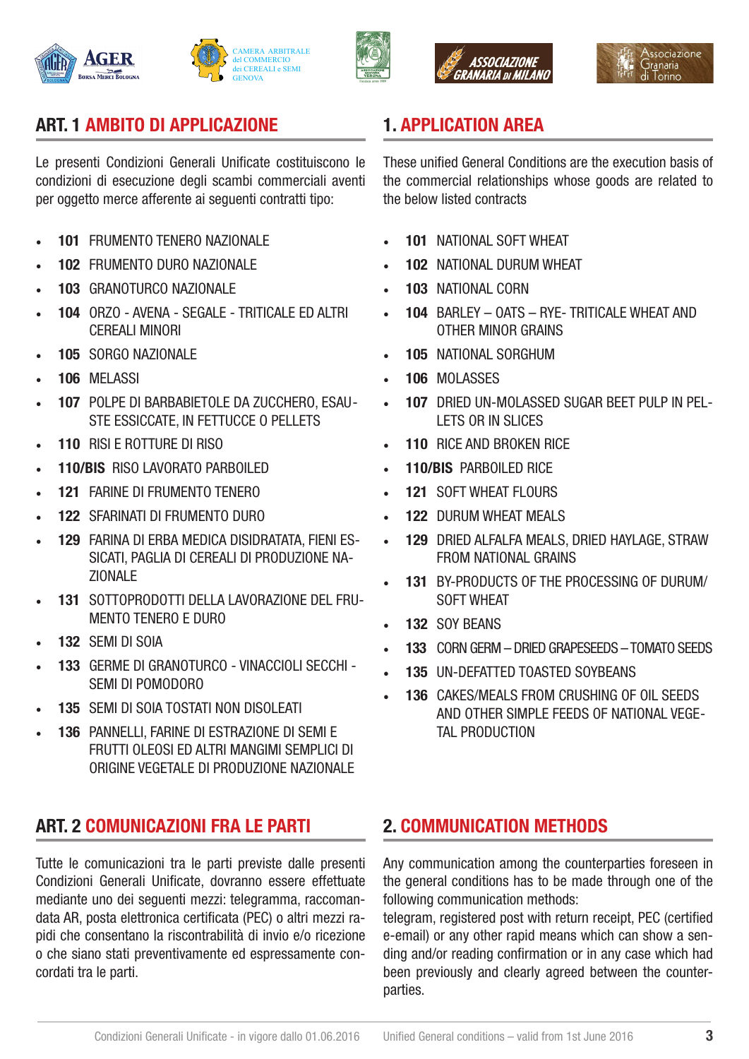## ART. 1 AMBITO DI APPLICAZIONE

Le presenti Condizioni Generali Unificate costituiscono le condizioni di esecuzione degli scambi commerciali aventi per oggetto merce afferente ai seguenti contratti tipo:

- **101** FRUMENTO TENERO NAZIONALE
- **102** FRUMENTO DURO NAZIONALE
- **103** GRANOTURCO NAZIONALE
- **104** ORZO - AVENA - SEGALE - TRITICALE ED ALTRI CEREALI MINORI
- **105** SORGO NAZIONALE
- **106** MELASSI
- **107** POLPE DI BARBABIETOLE DA ZUCCHERO, ESAUSTE ESSICCATE, IN FETTUCCE O PELLETS
- **110** RISI E ROTTURE DI RISO
- **110/BIS** RISO LAVORATO PARBOILED
- **121** FARINE DI FRUMENTO TENERO
- **122** SFARINATI DI FRUMENTO DURO
- **129** FARINA DI ERBA MEDICA DISIDRATATA, FIENI ESSICATI, PAGLIA DI CEREALI DI PRODUZIONE NAZIONALE
- **131** SOTTOPRODOTTI DELLA LAVORAZIONE DEL FRUMENTO TENERO E DURO
- **132** SEMI DI SOIA
- **133** GERME DI GRANOTURCO - VINACCIOLI SECCHI - SEMI DI POMODORO
- **135** SEMI DI SOIA TOSTATI NON DISOLEATI
- **136** PANNELLI, FARINE DI ESTRAZIONE DI SEMI E FRUTTI OLEOSI ED ALTRI MANGIMI SEMPLICI DI ORIGINE VEGETALE DI PRODUZIONE NAZIONALE

## 1. APPLICATION AREA

These unified General Conditions are the execution basis of the commercial relationships whose goods are related to the below listed contracts

- **101** NATIONAL SOFT WHEAT
- **102** NATIONAL DURUM WHEAT
- **103** NATIONAL CORN
- **104** BARLEY – OATS – RYE- TRITICALE WHEAT AND OTHER MINOR GRAINS
- **105** NATIONAL SORGHUM
- **106** MOLASSES
- **107** DRIED UN-MOLASSED SUGAR BEET PULP IN PELLETS OR IN SLICES
- **110** RICE AND BROKEN RICE
- **110/BIS** PARBOILED RICE
- **121** SOFT WHEAT FLOURS
- **122** DURUM WHEAT MEALS
- **129** DRIED ALFALFA MEALS, DRIED HAYLAGE, STRAW FROM NATIONAL GRAINS
- **131** BY-PRODUCTS OF THE PROCESSING OF DURUM/SOFT WHEAT
- **132** SOY BEANS
- **133** CORN GERM – DRIED GRAPESEEDS – TOMATO SEEDS
- **135** UN-DEFATTED TOASTED SOYBEANS
- **136** CAKES/MEALS FROM CRUSHING OF OIL SEEDS AND OTHER SIMPLE FEEDS OF NATIONAL VEGETAL PRODUCTION

## ART. 2 COMUNICAZIONI FRA LE PARTI

Tutte le comunicazioni tra le parti previste dalle presenti Condizioni Generali Unificate, dovranno essere effettuate mediante uno dei seguenti mezzi: telegramma, raccomandata AR, posta elettronica certificata (PEC) o altri mezzi rapidi che consentano la riscontrabilità di invio e/o ricezione o che siano stati preventivamente ed espressamente concordati tra le parti.

## 2. COMMUNICATION METHODS

Any communication among the counterparties foreseen in the general conditions has to be made through one of the following communication methods:
telegram, registered post with return receipt, PEC (certified e-email) or any other rapid means which can show a sending and/or reading confirmation or in any case which had been previously and clearly agreed between the counterparties.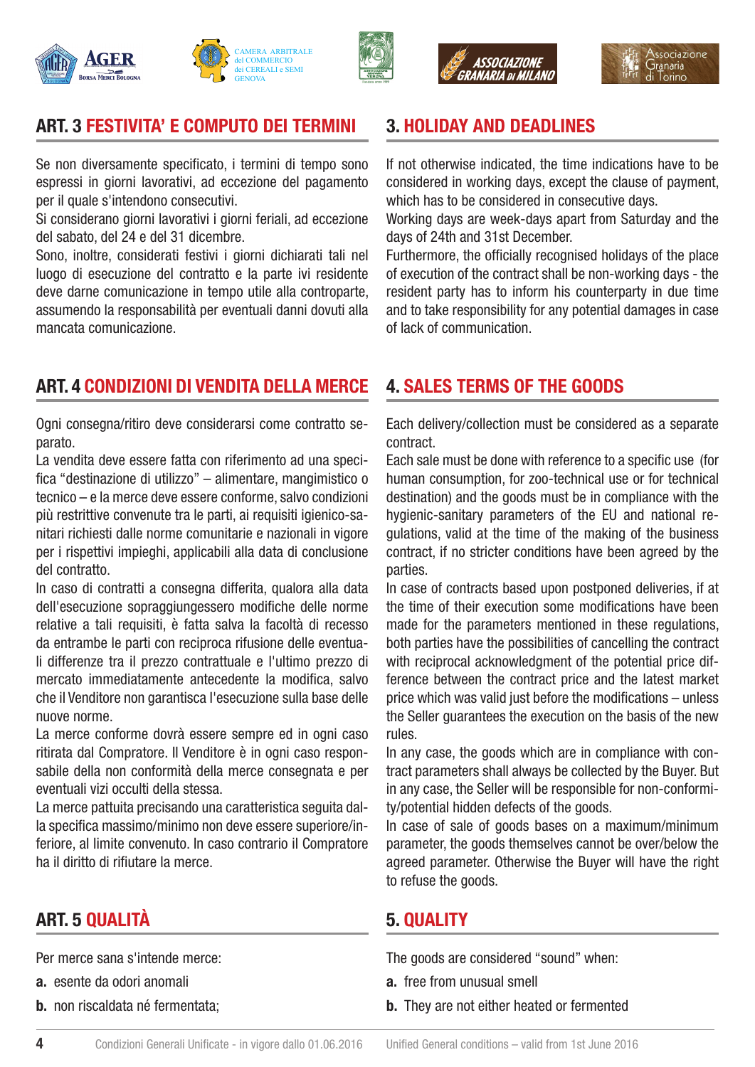## ART. 3 FESTIVITA' E COMPUTO DEI TERMINI

Se non diversamente specificato, i termini di tempo sono espressi in giorni lavorativi, ad eccezione del pagamento per il quale s'intendono consecutivi.
Si considerano giorni lavorativi i giorni feriali, ad eccezione del sabato, del 24 e del 31 dicembre.
Sono, inoltre, considerati festivi i giorni dichiarati tali nel luogo di esecuzione del contratto e la parte ivi residente deve darne comunicazione in tempo utile alla controparte, assumendo la responsabilità per eventuali danni dovuti alla mancata comunicazione.

## 3. HOLIDAY AND DEADLINES

If not otherwise indicated, the time indications have to be considered in working days, except the clause of payment, which has to be considered in consecutive days.
Working days are week-days apart from Saturday and the days of 24th and 31st December.
Furthermore, the officially recognised holidays of the place of execution of the contract shall be non-working days - the resident party has to inform his counterparty in due time and to take responsibility for any potential damages in case of lack of communication.

## ART. 4 CONDIZIONI DI VENDITA DELLA MERCE

Ogni consegna/ritiro deve considerarsi come contratto separato.
La vendita deve essere fatta con riferimento ad una specifica "destinazione di utilizzo" – alimentare, mangimistico o tecnico – e la merce deve essere conforme, salvo condizioni più restrittive convenute tra le parti, ai requisiti igienico-sanitari richiesti dalle norme comunitarie e nazionali in vigore per i rispettivi impieghi, applicabili alla data di conclusione del contratto.
In caso di contratti a consegna differita, qualora alla data dell'esecuzione sopraggiungessero modifiche delle norme relative a tali requisiti, è fatta salva la facoltà di recesso da entrambe le parti con reciproca rifusione delle eventuali differenze tra il prezzo contrattuale e l'ultimo prezzo di mercato immediatamente antecedente la modifica, salvo che il Venditore non garantisca l'esecuzione sulla base delle nuove norme.
La merce conforme dovrà essere sempre ed in ogni caso ritirata dal Compratore. Il Venditore è in ogni caso responsabile della non conformità della merce consegnata e per eventuali vizi occulti della stessa.
La merce pattuita precisando una caratteristica seguita dalla specifica massimo/minimo non deve essere superiore/inferiore, al limite convenuto. In caso contrario il Compratore ha il diritto di rifiutare la merce.

## 4. SALES TERMS OF THE GOODS

Each delivery/collection must be considered as a separate contract.
Each sale must be done with reference to a specific use (for human consumption, for zoo-technical use or for technical destination) and the goods must be in compliance with the hygienic-sanitary parameters of the EU and national regulations, valid at the time of the making of the business contract, if no stricter conditions have been agreed by the parties.
In case of contracts based upon postponed deliveries, if at the time of their execution some modifications have been made for the parameters mentioned in these regulations, both parties have the possibilities of cancelling the contract with reciprocal acknowledgment of the potential price difference between the contract price and the latest market price which was valid just before the modifications – unless the Seller guarantees the execution on the basis of the new rules.
In any case, the goods which are in compliance with contract parameters shall always be collected by the Buyer. But in any case, the Seller will be responsible for non-conformity/potential hidden defects of the goods.
In case of sale of goods bases on a maximum/minimum parameter, the goods themselves cannot be over/below the agreed parameter. Otherwise the Buyer will have the right to refuse the goods.

## ART. 5 QUALITÀ

Per merce sana s'intende merce:

**a.** esente da odori anomali

**b.** non riscaldata né fermentata;

## 5. QUALITY

The goods are considered "sound" when:

**a.** free from unusual smell

**b.** They are not either heated or fermented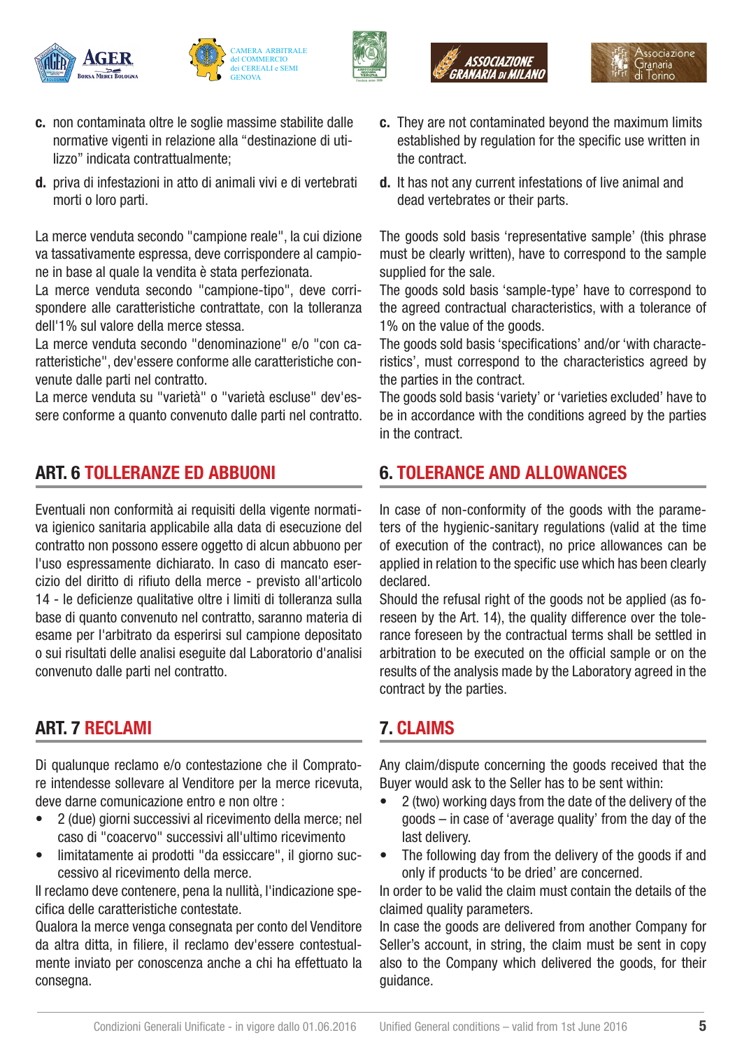**c.** non contaminata oltre le soglie massime stabilite dalle normative vigenti in relazione alla "destinazione di utilizzo" indicata contrattualmente;

**d.** priva di infestazioni in atto di animali vivi e di vertebrati morti o loro parti.

La merce venduta secondo "campione reale", la cui dizione va tassativamente espressa, deve corrispondere al campione in base al quale la vendita è stata perfezionata.
La merce venduta secondo "campione-tipo", deve corrispondere alle caratteristiche contrattate, con la tolleranza dell'1% sul valore della merce stessa.
La merce venduta secondo "denominazione" e/o "con caratteristiche", dev'essere conforme alle caratteristiche convenute dalle parti nel contratto.
La merce venduta su "varietà" o "varietà escluse" dev'essere conforme a quanto convenuto dalle parti nel contratto.

## ART. 6 TOLLERANZE ED ABBUONI

Eventuali non conformità ai requisiti della vigente normativa igienico sanitaria applicabile alla data di esecuzione del contratto non possono essere oggetto di alcun abbuono per l'uso espressamente dichiarato. In caso di mancato esercizio del diritto di rifiuto della merce - previsto all'articolo 14 - le deficienze qualitative oltre i limiti di tolleranza sulla base di quanto convenuto nel contratto, saranno materia di esame per l'arbitrato da esperirsi sul campione depositato o sui risultati delle analisi eseguite dal Laboratorio d'analisi convenuto dalle parti nel contratto.

## ART. 7 RECLAMI

Di qualunque reclamo e/o contestazione che il Compratore intendesse sollevare al Venditore per la merce ricevuta, deve darne comunicazione entro e non oltre :

- 2 (due) giorni successivi al ricevimento della merce; nel caso di "coacervo" successivi all'ultimo ricevimento
- limitatamente ai prodotti "da essiccare", il giorno successivo al ricevimento della merce.

Il reclamo deve contenere, pena la nullità, l'indicazione specifica delle caratteristiche contestate.
Qualora la merce venga consegnata per conto del Venditore da altra ditta, in filiere, il reclamo dev'essere contestualmente inviato per conoscenza anche a chi ha effettuato la consegna.

**c.** They are not contaminated beyond the maximum limits established by regulation for the specific use written in the contract.

**d.** It has not any current infestations of live animal and dead vertebrates or their parts.

The goods sold basis 'representative sample' (this phrase must be clearly written), have to correspond to the sample supplied for the sale.
The goods sold basis 'sample-type' have to correspond to the agreed contractual characteristics, with a tolerance of 1% on the value of the goods.
The goods sold basis 'specifications' and/or 'with characteristics', must correspond to the characteristics agreed by the parties in the contract.
The goods sold basis 'variety' or 'varieties excluded' have to be in accordance with the conditions agreed by the parties in the contract.

## 6. TOLERANCE AND ALLOWANCES

In case of non-conformity of the goods with the parameters of the hygienic-sanitary regulations (valid at the time of execution of the contract), no price allowances can be applied in relation to the specific use which has been clearly declared.
Should the refusal right of the goods not be applied (as foreseen by the Art. 14), the quality difference over the tolerance foreseen by the contractual terms shall be settled in arbitration to be executed on the official sample or on the results of the analysis made by the Laboratory agreed in the contract by the parties.

## 7. CLAIMS

Any claim/dispute concerning the goods received that the Buyer would ask to the Seller has to be sent within:

- 2 (two) working days from the date of the delivery of the goods – in case of 'average quality' from the day of the last delivery.
- The following day from the delivery of the goods if and only if products 'to be dried' are concerned.

In order to be valid the claim must contain the details of the claimed quality parameters.
In case the goods are delivered from another Company for Seller's account, in string, the claim must be sent in copy also to the Company which delivered the goods, for their guidance.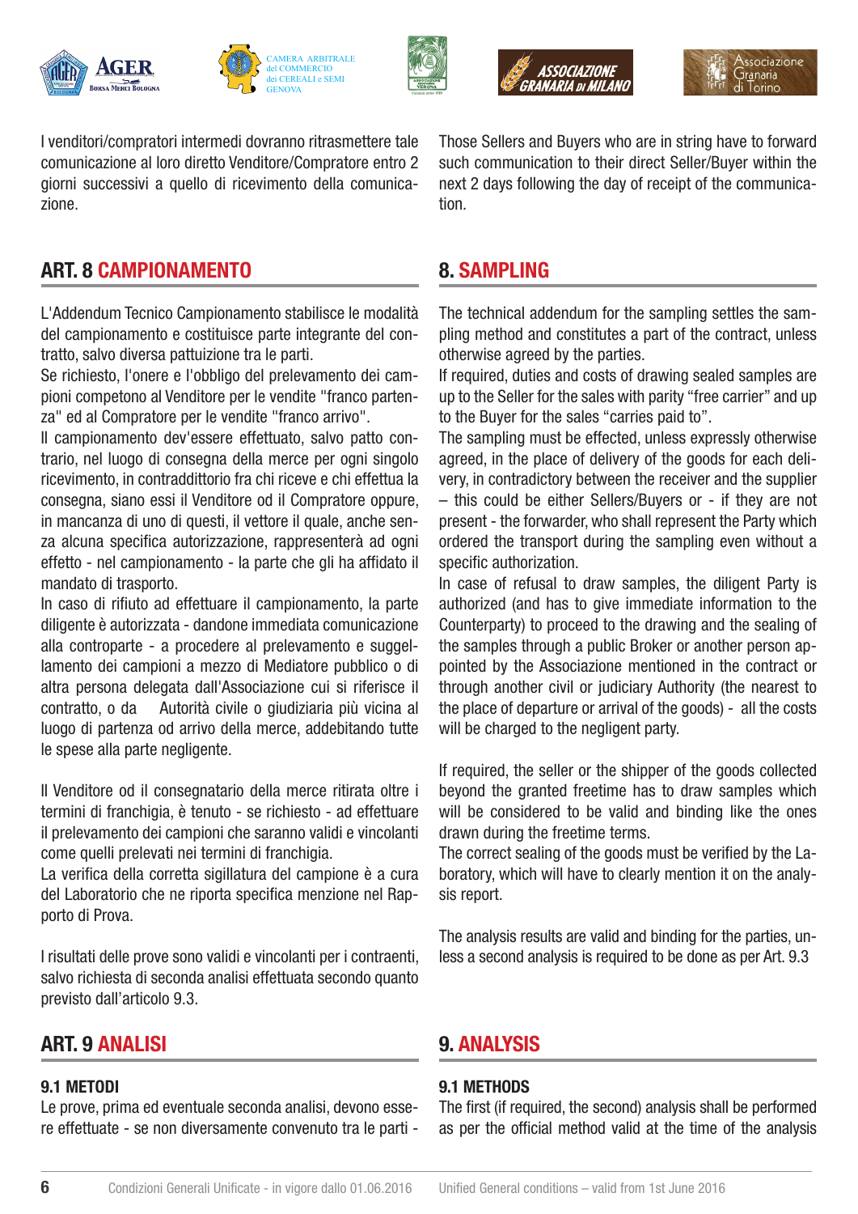I venditori/compratori intermedi dovranno ritrasmettere tale comunicazione al loro diretto Venditore/Compratore entro 2 giorni successivi a quello di ricevimento della comunicazione.

Those Sellers and Buyers who are in string have to forward such communication to their direct Seller/Buyer within the next 2 days following the day of receipt of the communication.

## ART. 8 CAMPIONAMENTO

L'Addendum Tecnico Campionamento stabilisce le modalità del campionamento e costituisce parte integrante del contratto, salvo diversa pattuizione tra le parti.
Se richiesto, l'onere e l'obbligo del prelevamento dei campioni competono al Venditore per le vendite "franco partenza" ed al Compratore per le vendite "franco arrivo".
Il campionamento dev'essere effettuato, salvo patto contrario, nel luogo di consegna della merce per ogni singolo ricevimento, in contraddittorio fra chi riceve e chi effettua la consegna, siano essi il Venditore od il Compratore oppure, in mancanza di uno di questi, il vettore il quale, anche senza alcuna specifica autorizzazione, rappresenterà ad ogni effetto - nel campionamento - la parte che gli ha affidato il mandato di trasporto.
In caso di rifiuto ad effettuare il campionamento, la parte diligente è autorizzata - dandone immediata comunicazione alla controparte - a procedere al prelevamento e suggellamento dei campioni a mezzo di Mediatore pubblico o di altra persona delegata dall'Associazione cui si riferisce il contratto, o da Autorità civile o giudiziaria più vicina al luogo di partenza od arrivo della merce, addebitando tutte le spese alla parte negligente.

Il Venditore od il consegnatario della merce ritirata oltre i termini di franchigia, è tenuto - se richiesto - ad effettuare il prelevamento dei campioni che saranno validi e vincolanti come quelli prelevati nei termini di franchigia.
La verifica della corretta sigillatura del campione è a cura del Laboratorio che ne riporta specifica menzione nel Rapporto di Prova.

I risultati delle prove sono validi e vincolanti per i contraenti, salvo richiesta di seconda analisi effettuata secondo quanto previsto dall'articolo 9.3.

## 8. SAMPLING

The technical addendum for the sampling settles the sampling method and constitutes a part of the contract, unless otherwise agreed by the parties.
If required, duties and costs of drawing sealed samples are up to the Seller for the sales with parity "free carrier" and up to the Buyer for the sales "carries paid to".
The sampling must be effected, unless expressly otherwise agreed, in the place of delivery of the goods for each delivery, in contradictory between the receiver and the supplier – this could be either Sellers/Buyers or - if they are not present - the forwarder, who shall represent the Party which ordered the transport during the sampling even without a specific authorization.
In case of refusal to draw samples, the diligent Party is authorized (and has to give immediate information to the Counterparty) to proceed to the drawing and the sealing of the samples through a public Broker or another person appointed by the Associazione mentioned in the contract or through another civil or judiciary Authority (the nearest to the place of departure or arrival of the goods) - all the costs will be charged to the negligent party.

If required, the seller or the shipper of the goods collected beyond the granted freetime has to draw samples which will be considered to be valid and binding like the ones drawn during the freetime terms.
The correct sealing of the goods must be verified by the Laboratory, which will have to clearly mention it on the analysis report.

The analysis results are valid and binding for the parties, unless a second analysis is required to be done as per Art. 9.3

## ART. 9 ANALISI

### 9.1 METODI

Le prove, prima ed eventuale seconda analisi, devono essere effettuate - se non diversamente convenuto tra le parti -

## 9. ANALYSIS

### 9.1 METHODS

The first (if required, the second) analysis shall be performed as per the official method valid at the time of the analysis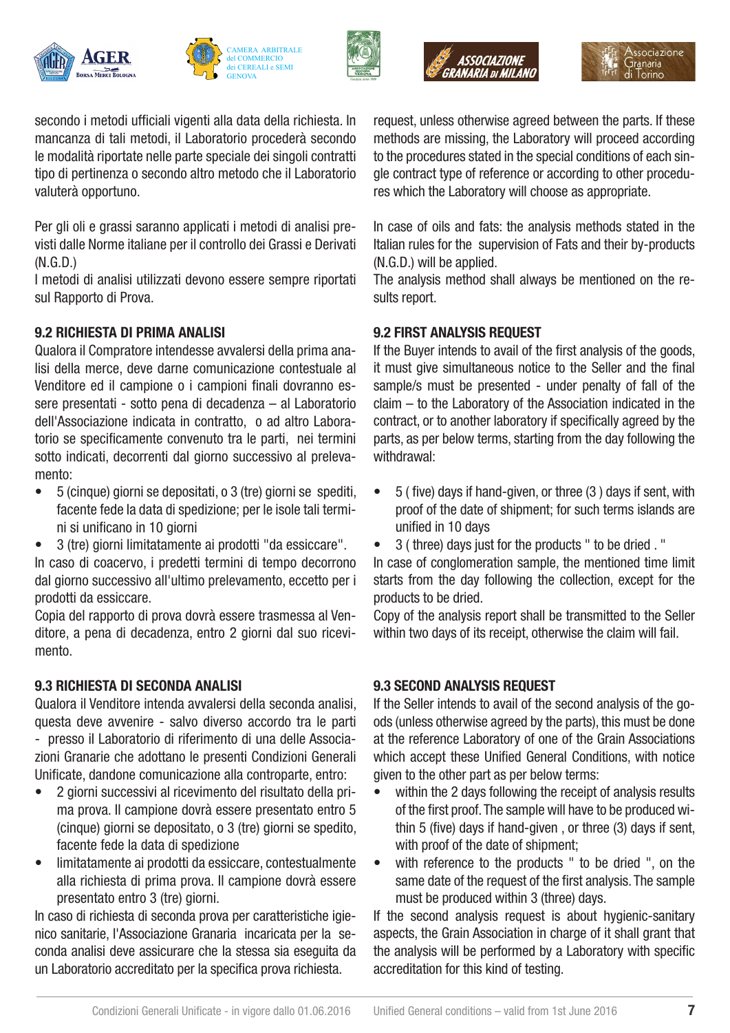secondo i metodi ufficiali vigenti alla data della richiesta. In mancanza di tali metodi, il Laboratorio procederà secondo le modalità riportate nelle parte speciale dei singoli contratti tipo di pertinenza o secondo altro metodo che il Laboratorio valuterà opportuno.

Per gli oli e grassi saranno applicati i metodi di analisi previsti dalle Norme italiane per il controllo dei Grassi e Derivati (N.G.D.)
I metodi di analisi utilizzati devono essere sempre riportati sul Rapporto di Prova.

### 9.2 RICHIESTA DI PRIMA ANALISI

Qualora il Compratore intendesse avvalersi della prima analisi della merce, deve darne comunicazione contestuale al Venditore ed il campione o i campioni finali dovranno essere presentati - sotto pena di decadenza – al Laboratorio dell'Associazione indicata in contratto, o ad altro Laboratorio se specificamente convenuto tra le parti, nei termini sotto indicati, decorrenti dal giorno successivo al prelevamento:

- 5 (cinque) giorni se depositati, o 3 (tre) giorni se spediti, facente fede la data di spedizione; per le isole tali termini si unificano in 10 giorni
- 3 (tre) giorni limitatamente ai prodotti "da essiccare".

In caso di coacervo, i predetti termini di tempo decorrono dal giorno successivo all'ultimo prelevamento, eccetto per i prodotti da essiccare.
Copia del rapporto di prova dovrà essere trasmessa al Venditore, a pena di decadenza, entro 2 giorni dal suo ricevimento.

### 9.3 RICHIESTA DI SECONDA ANALISI

Qualora il Venditore intenda avvalersi della seconda analisi, questa deve avvenire - salvo diverso accordo tra le parti - presso il Laboratorio di riferimento di una delle Associazioni Granarie che adottano le presenti Condizioni Generali Unificate, dandone comunicazione alla controparte, entro:

- 2 giorni successivi al ricevimento del risultato della prima prova. Il campione dovrà essere presentato entro 5 (cinque) giorni se depositato, o 3 (tre) giorni se spedito, facente fede la data di spedizione
- limitatamente ai prodotti da essiccare, contestualmente alla richiesta di prima prova. Il campione dovrà essere presentato entro 3 (tre) giorni.

In caso di richiesta di seconda prova per caratteristiche igienico sanitarie, l'Associazione Granaria incaricata per la seconda analisi deve assicurare che la stessa sia eseguita da un Laboratorio accreditato per la specifica prova richiesta.

---

request, unless otherwise agreed between the parts. If these methods are missing, the Laboratory will proceed according to the procedures stated in the special conditions of each single contract type of reference or according to other procedures which the Laboratory will choose as appropriate.

In case of oils and fats: the analysis methods stated in the Italian rules for the supervision of Fats and their by-products (N.G.D.) will be applied.
The analysis method shall always be mentioned on the results report.

### 9.2 FIRST ANALYSIS REQUEST

If the Buyer intends to avail of the first analysis of the goods, it must give simultaneous notice to the Seller and the final sample/s must be presented - under penalty of fall of the claim – to the Laboratory of the Association indicated in the contract, or to another laboratory if specifically agreed by the parts, as per below terms, starting from the day following the withdrawal:

- 5 ( five) days if hand-given, or three (3 ) days if sent, with proof of the date of shipment; for such terms islands are unified in 10 days
- 3 ( three) days just for the products " to be dried . "

In case of conglomeration sample, the mentioned time limit starts from the day following the collection, except for the products to be dried.
Copy of the analysis report shall be transmitted to the Seller within two days of its receipt, otherwise the claim will fail.

### 9.3 SECOND ANALYSIS REQUEST

If the Seller intends to avail of the second analysis of the goods (unless otherwise agreed by the parts), this must be done at the reference Laboratory of one of the Grain Associations which accept these Unified General Conditions, with notice given to the other part as per below terms:

- within the 2 days following the receipt of analysis results of the first proof. The sample will have to be produced within 5 (five) days if hand-given , or three (3) days if sent, with proof of the date of shipment;
- with reference to the products " to be dried ", on the same date of the request of the first analysis. The sample must be produced within 3 (three) days.

If the second analysis request is about hygienic-sanitary aspects, the Grain Association in charge of it shall grant that the analysis will be performed by a Laboratory with specific accreditation for this kind of testing.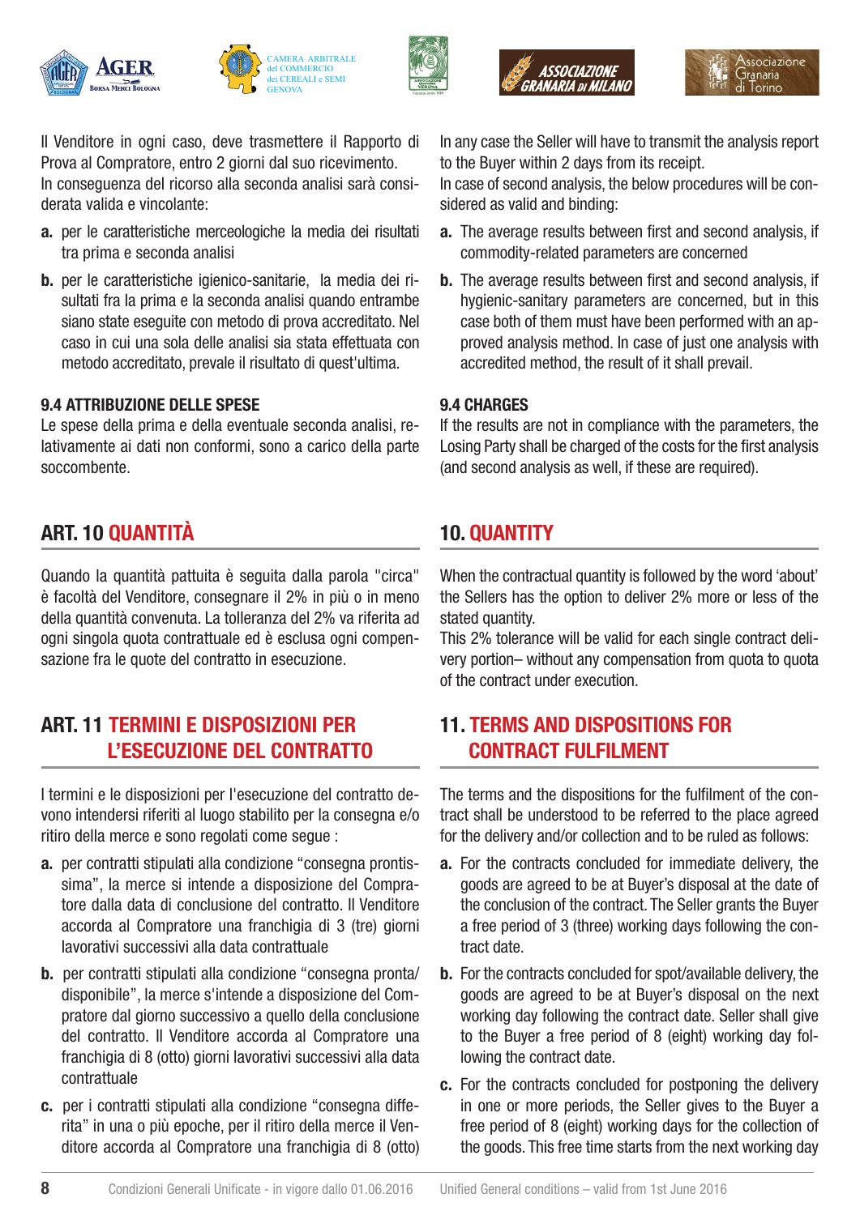Il Venditore in ogni caso, deve trasmettere il Rapporto di Prova al Compratore, entro 2 giorni dal suo ricevimento.
In conseguenza del ricorso alla seconda analisi sarà considerata valida e vincolante:

**a.** per le caratteristiche merceologiche la media dei risultati tra prima e seconda analisi

**b.** per le caratteristiche igienico-sanitarie, la media dei risultati fra la prima e la seconda analisi quando entrambe siano state eseguite con metodo di prova accreditato. Nel caso in cui una sola delle analisi sia stata effettuata con metodo accreditato, prevale il risultato di quest'ultima.

**9.4 ATTRIBUZIONE DELLE SPESE**

Le spese della prima e della eventuale seconda analisi, relativamente ai dati non conformi, sono a carico della parte soccombente.

## ART. 10 QUANTITÀ

Quando la quantità pattuita è seguita dalla parola "circa" è facoltà del Venditore, consegnare il 2% in più o in meno della quantità convenuta. La tolleranza del 2% va riferita ad ogni singola quota contrattuale ed è esclusa ogni compensazione fra le quote del contratto in esecuzione.

## ART. 11 TERMINI E DISPOSIZIONI PER L'ESECUZIONE DEL CONTRATTO

I termini e le disposizioni per l'esecuzione del contratto devono intendersi riferiti al luogo stabilito per la consegna e/o ritiro della merce e sono regolati come segue :

**a.** per contratti stipulati alla condizione "consegna prontissima", la merce si intende a disposizione del Compratore dalla data di conclusione del contratto. Il Venditore accorda al Compratore una franchigia di 3 (tre) giorni lavorativi successivi alla data contrattuale

**b.** per contratti stipulati alla condizione "consegna pronta/disponibile", la merce s'intende a disposizione del Compratore dal giorno successivo a quello della conclusione del contratto. Il Venditore accorda al Compratore una franchigia di 8 (otto) giorni lavorativi successivi alla data contrattuale

**c.** per i contratti stipulati alla condizione "consegna differita" in una o più epoche, per il ritiro della merce il Venditore accorda al Compratore una franchigia di 8 (otto)

In any case the Seller will have to transmit the analysis report to the Buyer within 2 days from its receipt.
In case of second analysis, the below procedures will be considered as valid and binding:

**a.** The average results between first and second analysis, if commodity-related parameters are concerned

**b.** The average results between first and second analysis, if hygienic-sanitary parameters are concerned, but in this case both of them must have been performed with an approved analysis method. In case of just one analysis with accredited method, the result of it shall prevail.

**9.4 CHARGES**

If the results are not in compliance with the parameters, the Losing Party shall be charged of the costs for the first analysis (and second analysis as well, if these are required).

## 10. QUANTITY

When the contractual quantity is followed by the word 'about' the Sellers has the option to deliver 2% more or less of the stated quantity.
This 2% tolerance will be valid for each single contract delivery portion– without any compensation from quota to quota of the contract under execution.

## 11. TERMS AND DISPOSITIONS FOR CONTRACT FULFILMENT

The terms and the dispositions for the fulfilment of the contract shall be understood to be referred to the place agreed for the delivery and/or collection and to be ruled as follows:

**a.** For the contracts concluded for immediate delivery, the goods are agreed to be at Buyer's disposal at the date of the conclusion of the contract. The Seller grants the Buyer a free period of 3 (three) working days following the contract date.

**b.** For the contracts concluded for spot/available delivery, the goods are agreed to be at Buyer's disposal on the next working day following the contract date. Seller shall give to the Buyer a free period of 8 (eight) working day following the contract date.

**c.** For the contracts concluded for postponing the delivery in one or more periods, the Seller gives to the Buyer a free period of 8 (eight) working days for the collection of the goods. This free time starts from the next working day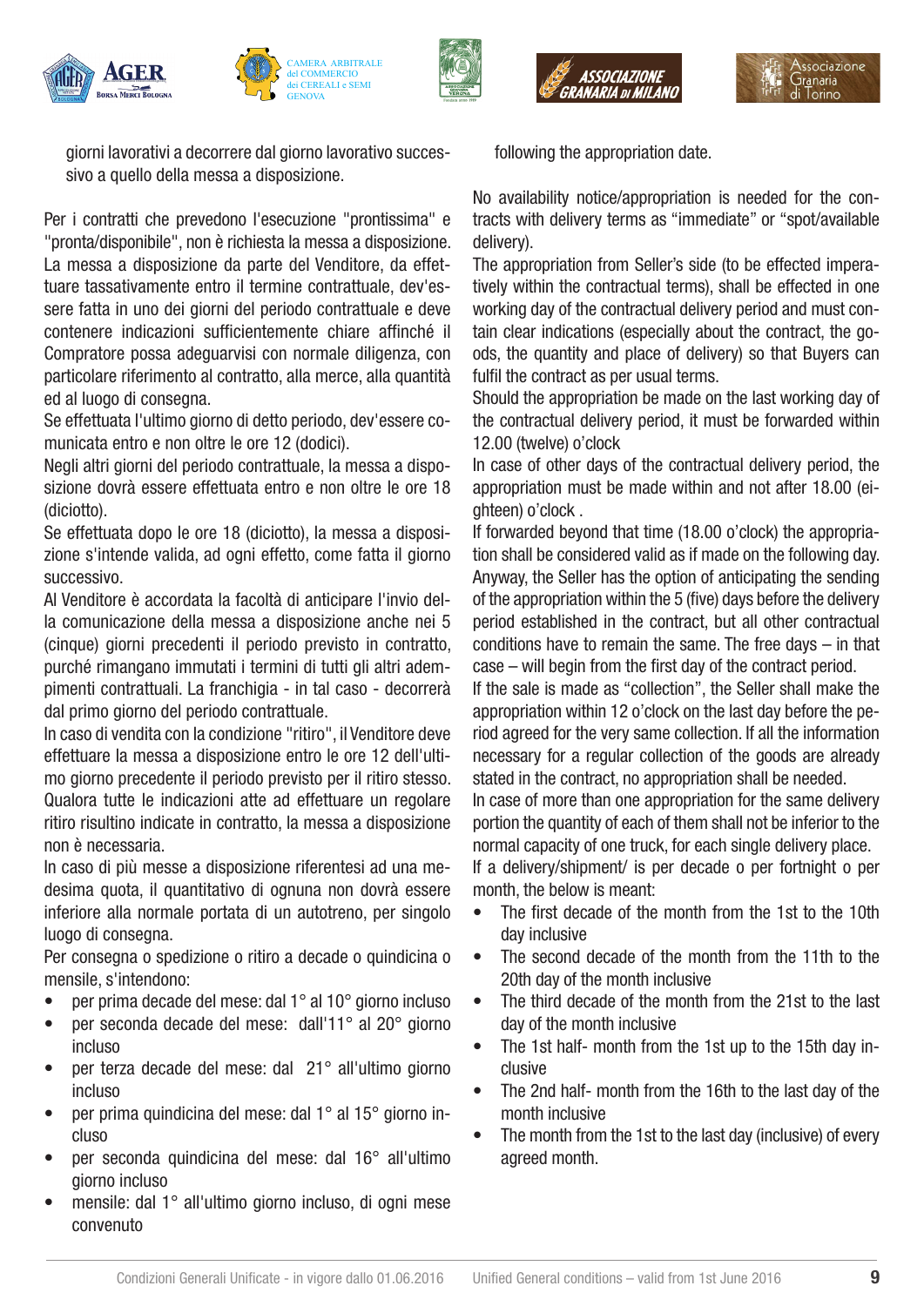giorni lavorativi a decorrere dal giorno lavorativo successivo a quello della messa a disposizione.

Per i contratti che prevedono l'esecuzione "prontissima" e "pronta/disponibile", non è richiesta la messa a disposizione. La messa a disposizione da parte del Venditore, da effettuare tassativamente entro il termine contrattuale, dev'essere fatta in uno dei giorni del periodo contrattuale e deve contenere indicazioni sufficientemente chiare affinché il Compratore possa adeguarvisi con normale diligenza, con particolare riferimento al contratto, alla merce, alla quantità ed al luogo di consegna.

Se effettuata l'ultimo giorno di detto periodo, dev'essere comunicata entro e non oltre le ore 12 (dodici).

Negli altri giorni del periodo contrattuale, la messa a disposizione dovrà essere effettuata entro e non oltre le ore 18 (diciotto).

Se effettuata dopo le ore 18 (diciotto), la messa a disposizione s'intende valida, ad ogni effetto, come fatta il giorno successivo.

Al Venditore è accordata la facoltà di anticipare l'invio della comunicazione della messa a disposizione anche nei 5 (cinque) giorni precedenti il periodo previsto in contratto, purché rimangano immutati i termini di tutti gli altri adempimenti contrattuali. La franchigia - in tal caso - decorrerà dal primo giorno del periodo contrattuale.

In caso di vendita con la condizione "ritiro", il Venditore deve effettuare la messa a disposizione entro le ore 12 dell'ultimo giorno precedente il periodo previsto per il ritiro stesso. Qualora tutte le indicazioni atte ad effettuare un regolare ritiro risultino indicate in contratto, la messa a disposizione non è necessaria.

In caso di più messe a disposizione riferentesi ad una medesima quota, il quantitativo di ognuna non dovrà essere inferiore alla normale portata di un autotreno, per singolo luogo di consegna.

Per consegna o spedizione o ritiro a decade o quindicina o mensile, s'intendono:

- per prima decade del mese: dal 1° al 10° giorno incluso
- per seconda decade del mese: dall'11° al 20° giorno incluso
- per terza decade del mese: dal 21° all'ultimo giorno incluso
- per prima quindicina del mese: dal 1° al 15° giorno incluso
- per seconda quindicina del mese: dal 16° all'ultimo giorno incluso
- mensile: dal 1° all'ultimo giorno incluso, di ogni mese convenuto

following the appropriation date.

No availability notice/appropriation is needed for the contracts with delivery terms as "immediate" or "spot/available delivery).

The appropriation from Seller's side (to be effected imperatively within the contractual terms), shall be effected in one working day of the contractual delivery period and must contain clear indications (especially about the contract, the goods, the quantity and place of delivery) so that Buyers can fulfil the contract as per usual terms.

Should the appropriation be made on the last working day of the contractual delivery period, it must be forwarded within 12.00 (twelve) o'clock

In case of other days of the contractual delivery period, the appropriation must be made within and not after 18.00 (eighteen) o'clock .

If forwarded beyond that time (18.00 o'clock) the appropriation shall be considered valid as if made on the following day.

Anyway, the Seller has the option of anticipating the sending of the appropriation within the 5 (five) days before the delivery period established in the contract, but all other contractual conditions have to remain the same. The free days – in that case – will begin from the first day of the contract period.

If the sale is made as "collection", the Seller shall make the appropriation within 12 o'clock on the last day before the period agreed for the very same collection. If all the information necessary for a regular collection of the goods are already stated in the contract, no appropriation shall be needed.

In case of more than one appropriation for the same delivery portion the quantity of each of them shall not be inferior to the normal capacity of one truck, for each single delivery place.

If a delivery/shipment/ is per decade o per fortnight o per month, the below is meant:

- The first decade of the month from the 1st to the 10th day inclusive
- The second decade of the month from the 11th to the 20th day of the month inclusive
- The third decade of the month from the 21st to the last day of the month inclusive
- The 1st half- month from the 1st up to the 15th day inclusive
- The 2nd half- month from the 16th to the last day of the month inclusive
- The month from the 1st to the last day (inclusive) of every agreed month.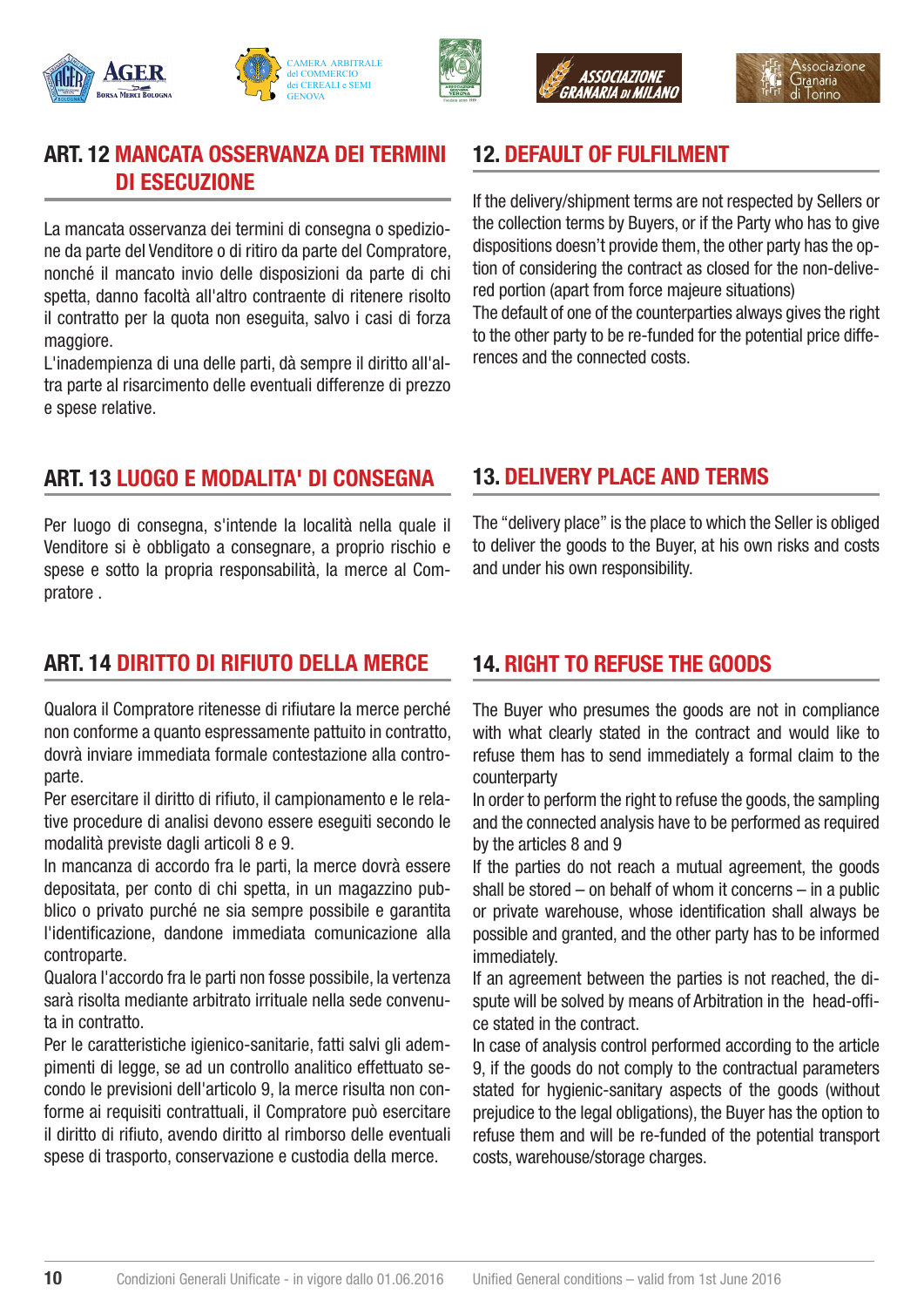## ART. 12 MANCATA OSSERVANZA DEI TERMINI DI ESECUZIONE

La mancata osservanza dei termini di consegna o spedizione da parte del Venditore o di ritiro da parte del Compratore, nonché il mancato invio delle disposizioni da parte di chi spetta, danno facoltà all'altro contraente di ritenere risolto il contratto per la quota non eseguita, salvo i casi di forza maggiore.
L'inadempienza di una delle parti, dà sempre il diritto all'altra parte al risarcimento delle eventuali differenze di prezzo e spese relative.

## 12. DEFAULT OF FULFILMENT

If the delivery/shipment terms are not respected by Sellers or the collection terms by Buyers, or if the Party who has to give dispositions doesn't provide them, the other party has the option of considering the contract as closed for the non-delivered portion (apart from force majeure situations)
The default of one of the counterparties always gives the right to the other party to be re-funded for the potential price differences and the connected costs.

## ART. 13 LUOGO E MODALITA' DI CONSEGNA

Per luogo di consegna, s'intende la località nella quale il Venditore si è obbligato a consegnare, a proprio rischio e spese e sotto la propria responsabilità, la merce al Compratore .

## 13. DELIVERY PLACE AND TERMS

The "delivery place" is the place to which the Seller is obliged to deliver the goods to the Buyer, at his own risks and costs and under his own responsibility.

## ART. 14 DIRITTO DI RIFIUTO DELLA MERCE

Qualora il Compratore ritenesse di rifiutare la merce perché non conforme a quanto espressamente pattuito in contratto, dovrà inviare immediata formale contestazione alla controparte.
Per esercitare il diritto di rifiuto, il campionamento e le relative procedure di analisi devono essere eseguiti secondo le modalità previste dagli articoli 8 e 9.
In mancanza di accordo fra le parti, la merce dovrà essere depositata, per conto di chi spetta, in un magazzino pubblico o privato purché ne sia sempre possibile e garantita l'identificazione, dandone immediata comunicazione alla controparte.
Qualora l'accordo fra le parti non fosse possibile, la vertenza sarà risolta mediante arbitrato irrituale nella sede convenuta in contratto.
Per le caratteristiche igienico-sanitarie, fatti salvi gli adempimenti di legge, se ad un controllo analitico effettuato secondo le previsioni dell'articolo 9, la merce risulta non conforme ai requisiti contrattuali, il Compratore può esercitare il diritto di rifiuto, avendo diritto al rimborso delle eventuali spese di trasporto, conservazione e custodia della merce.

## 14. RIGHT TO REFUSE THE GOODS

The Buyer who presumes the goods are not in compliance with what clearly stated in the contract and would like to refuse them has to send immediately a formal claim to the counterparty
In order to perform the right to refuse the goods, the sampling and the connected analysis have to be performed as required by the articles 8 and 9
If the parties do not reach a mutual agreement, the goods shall be stored – on behalf of whom it concerns – in a public or private warehouse, whose identification shall always be possible and granted, and the other party has to be informed immediately.
If an agreement between the parties is not reached, the dispute will be solved by means of Arbitration in the head-office stated in the contract.
In case of analysis control performed according to the article 9, if the goods do not comply to the contractual parameters stated for hygienic-sanitary aspects of the goods (without prejudice to the legal obligations), the Buyer has the option to refuse them and will be re-funded of the potential transport costs, warehouse/storage charges.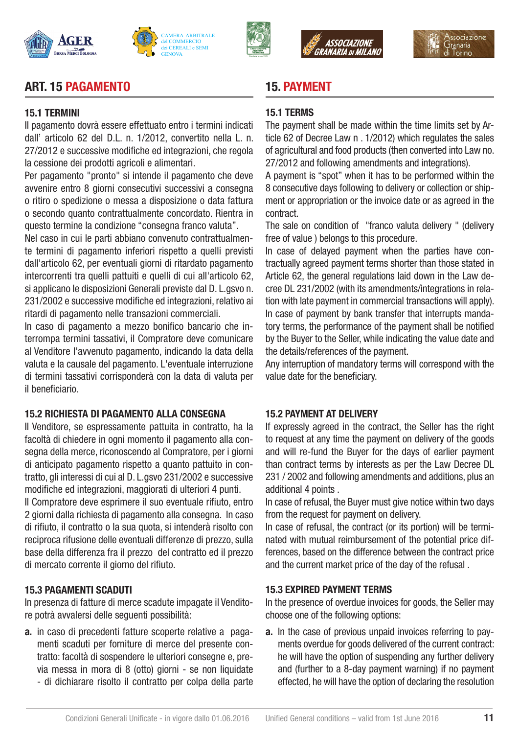## ART. 15 PAGAMENTO

### 15.1 TERMINI

Il pagamento dovrà essere effettuato entro i termini indicati dall' articolo 62 del D.L. n. 1/2012, convertito nella L. n. 27/2012 e successive modifiche ed integrazioni, che regola la cessione dei prodotti agricoli e alimentari.

Per pagamento "pronto" si intende il pagamento che deve avvenire entro 8 giorni consecutivi successivi a consegna o ritiro o spedizione o messa a disposizione o data fattura o secondo quanto contrattualmente concordato. Rientra in questo termine la condizione “consegna franco valuta”.

Nel caso in cui le parti abbiano convenuto contrattualmente termini di pagamento inferiori rispetto a quelli previsti dall'articolo 62, per eventuali giorni di ritardato pagamento intercorrenti tra quelli pattuiti e quelli di cui all'articolo 62, si applicano le disposizioni Generali previste dal D. L.gsvo n. 231/2002 e successive modifiche ed integrazioni, relativo ai ritardi di pagamento nelle transazioni commerciali.

In caso di pagamento a mezzo bonifico bancario che interrompa termini tassativi, il Compratore deve comunicare al Venditore l'avvenuto pagamento, indicando la data della valuta e la causale del pagamento. L'eventuale interruzione di termini tassativi corrisponderà con la data di valuta per il beneficiario.

### 15.2 RICHIESTA DI PAGAMENTO ALLA CONSEGNA

Il Venditore, se espressamente pattuita in contratto, ha la facoltà di chiedere in ogni momento il pagamento alla consegna della merce, riconoscendo al Compratore, per i giorni di anticipato pagamento rispetto a quanto pattuito in contratto, gli interessi di cui al D. L.gsvo 231/2002 e successive modifiche ed integrazioni, maggiorati di ulteriori 4 punti.

Il Compratore deve esprimere il suo eventuale rifiuto, entro 2 giorni dalla richiesta di pagamento alla consegna. In caso di rifiuto, il contratto o la sua quota, si intenderà risolto con reciproca rifusione delle eventuali differenze di prezzo, sulla base della differenza fra il prezzo del contratto ed il prezzo di mercato corrente il giorno del rifiuto.

### 15.3 PAGAMENTI SCADUTI

In presenza di fatture di merce scadute impagate il Venditore potrà avvalersi delle seguenti possibilità:

**a.** in caso di precedenti fatture scoperte relative a pagamenti scaduti per forniture di merce del presente contratto: facoltà di sospendere le ulteriori consegne e, previa messa in mora di 8 (otto) giorni - se non liquidate - di dichiarare risolto il contratto per colpa della parte

## 15. PAYMENT

### 15.1 TERMS

The payment shall be made within the time limits set by Article 62 of Decree Law n . 1/2012) which regulates the sales of agricultural and food products (then converted into Law no. 27/2012 and following amendments and integrations).

A payment is “spot” when it has to be performed within the 8 consecutive days following to delivery or collection or shipment or appropriation or the invoice date or as agreed in the contract.

The sale on condition of "franco valuta delivery " (delivery free of value ) belongs to this procedure.

In case of delayed payment when the parties have contractually agreed payment terms shorter than those stated in Article 62, the general regulations laid down in the Law decree DL 231/2002 (with its amendments/integrations in relation with late payment in commercial transactions will apply).

In case of payment by bank transfer that interrupts mandatory terms, the performance of the payment shall be notified by the Buyer to the Seller, while indicating the value date and the details/references of the payment.

Any interruption of mandatory terms will correspond with the value date for the beneficiary.

### 15.2 PAYMENT AT DELIVERY

If expressly agreed in the contract, the Seller has the right to request at any time the payment on delivery of the goods and will re-fund the Buyer for the days of earlier payment than contract terms by interests as per the Law Decree DL 231 / 2002 and following amendments and additions, plus an additional 4 points .

In case of refusal, the Buyer must give notice within two days from the request for payment on delivery.

In case of refusal, the contract (or its portion) will be terminated with mutual reimbursement of the potential price differences, based on the difference between the contract price and the current market price of the day of the refusal .

### 15.3 EXPIRED PAYMENT TERMS

In the presence of overdue invoices for goods, the Seller may choose one of the following options:

**a.** In the case of previous unpaid invoices referring to payments overdue for goods delivered of the current contract: he will have the option of suspending any further delivery and (further to a 8-day payment warning) if no payment effected, he will have the option of declaring the resolution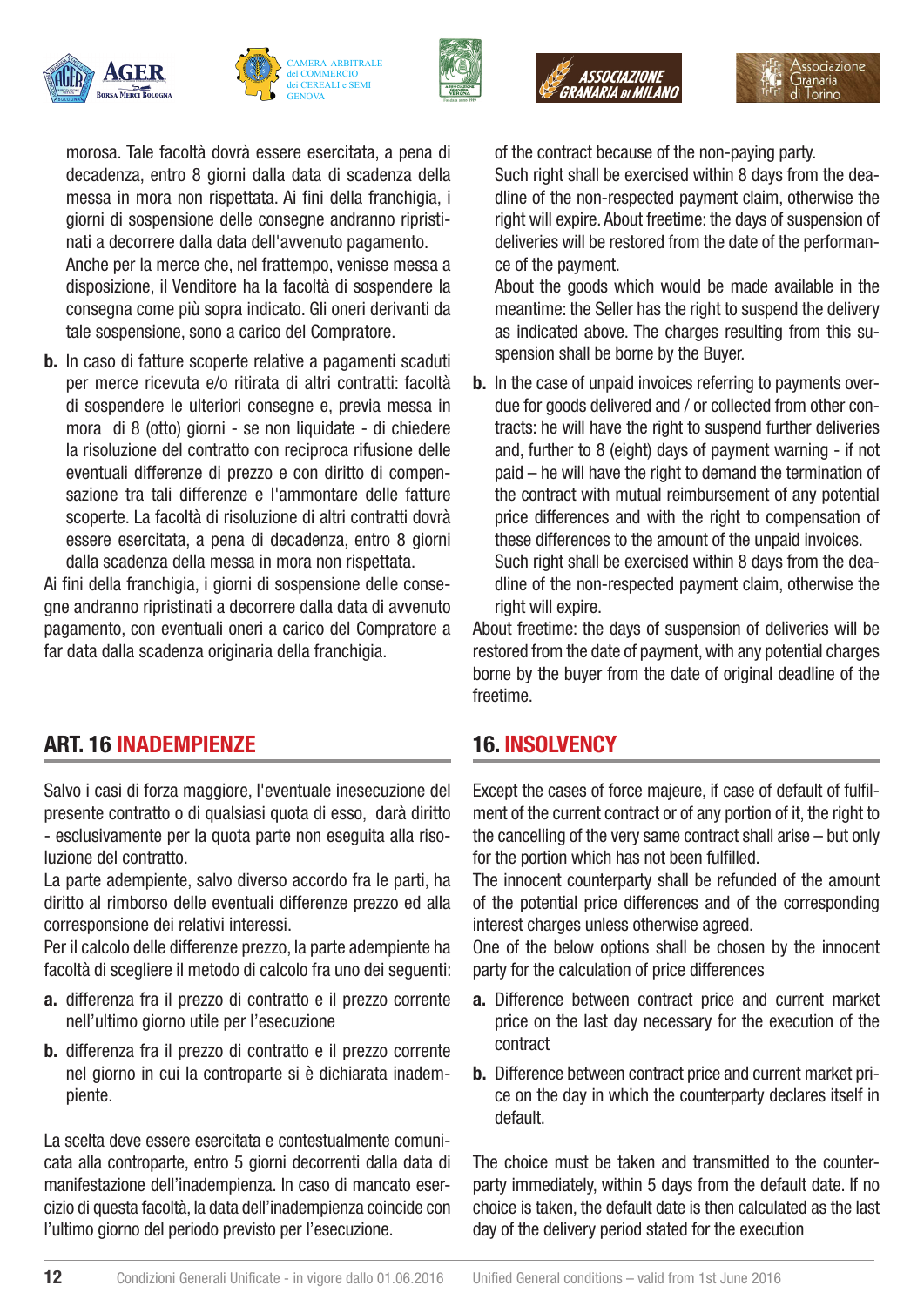morosa. Tale facoltà dovrà essere esercitata, a pena di decadenza, entro 8 giorni dalla data di scadenza della messa in mora non rispettata. Ai fini della franchigia, i giorni di sospensione delle consegne andranno ripristinati a decorrere dalla data dell'avvenuto pagamento.
Anche per la merce che, nel frattempo, venisse messa a disposizione, il Venditore ha la facoltà di sospendere la consegna come più sopra indicato. Gli oneri derivanti da tale sospensione, sono a carico del Compratore.

**b.** In caso di fatture scoperte relative a pagamenti scaduti per merce ricevuta e/o ritirata di altri contratti: facoltà di sospendere le ulteriori consegne e, previa messa in mora di 8 (otto) giorni - se non liquidate - di chiedere la risoluzione del contratto con reciproca rifusione delle eventuali differenze di prezzo e con diritto di compensazione tra tali differenze e l'ammontare delle fatture scoperte. La facoltà di risoluzione di altri contratti dovrà essere esercitata, a pena di decadenza, entro 8 giorni dalla scadenza della messa in mora non rispettata.

Ai fini della franchigia, i giorni di sospensione delle consegne andranno ripristinati a decorrere dalla data di avvenuto pagamento, con eventuali oneri a carico del Compratore a far data dalla scadenza originaria della franchigia.

## ART. 16 INADEMPIENZE

Salvo i casi di forza maggiore, l'eventuale inesecuzione del presente contratto o di qualsiasi quota di esso, darà diritto - esclusivamente per la quota parte non eseguita alla risoluzione del contratto.
La parte adempiente, salvo diverso accordo fra le parti, ha diritto al rimborso delle eventuali differenze prezzo ed alla corresponsione dei relativi interessi.
Per il calcolo delle differenze prezzo, la parte adempiente ha facoltà di scegliere il metodo di calcolo fra uno dei seguenti:

**a.** differenza fra il prezzo di contratto e il prezzo corrente nell'ultimo giorno utile per l'esecuzione

**b.** differenza fra il prezzo di contratto e il prezzo corrente nel giorno in cui la controparte si è dichiarata inadempiente.

La scelta deve essere esercitata e contestualmente comunicata alla controparte, entro 5 giorni decorrenti dalla data di manifestazione dell'inadempienza. In caso di mancato esercizio di questa facoltà, la data dell'inadempienza coincide con l'ultimo giorno del periodo previsto per l'esecuzione.

of the contract because of the non-paying party.
Such right shall be exercised within 8 days from the deadline of the non-respected payment claim, otherwise the right will expire. About freetime: the days of suspension of deliveries will be restored from the date of the performance of the payment.
About the goods which would be made available in the meantime: the Seller has the right to suspend the delivery as indicated above. The charges resulting from this suspension shall be borne by the Buyer.

**b.** In the case of unpaid invoices referring to payments overdue for goods delivered and / or collected from other contracts: he will have the right to suspend further deliveries and, further to 8 (eight) days of payment warning - if not paid – he will have the right to demand the termination of the contract with mutual reimbursement of any potential price differences and with the right to compensation of these differences to the amount of the unpaid invoices.
Such right shall be exercised within 8 days from the deadline of the non-respected payment claim, otherwise the right will expire.

About freetime: the days of suspension of deliveries will be restored from the date of payment, with any potential charges borne by the buyer from the date of original deadline of the freetime.

## 16. INSOLVENCY

Except the cases of force majeure, if case of default of fulfilment of the current contract or of any portion of it, the right to the cancelling of the very same contract shall arise – but only for the portion which has not been fulfilled.
The innocent counterparty shall be refunded of the amount of the potential price differences and of the corresponding interest charges unless otherwise agreed.
One of the below options shall be chosen by the innocent party for the calculation of price differences

**a.** Difference between contract price and current market price on the last day necessary for the execution of the contract

**b.** Difference between contract price and current market price on the day in which the counterparty declares itself in default.

The choice must be taken and transmitted to the counterparty immediately, within 5 days from the default date. If no choice is taken, the default date is then calculated as the last day of the delivery period stated for the execution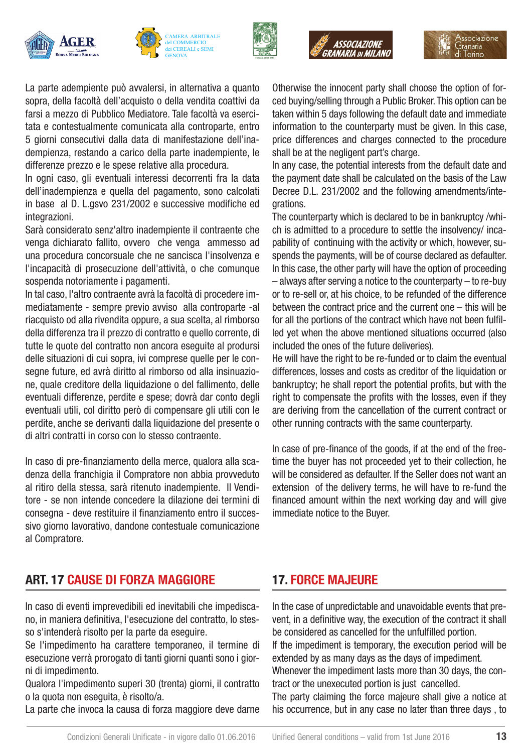La parte adempiente può avvalersi, in alternativa a quanto sopra, della facoltà dell'acquisto o della vendita coattivi da farsi a mezzo di Pubblico Mediatore. Tale facoltà va esercitata e contestualmente comunicata alla controparte, entro 5 giorni consecutivi dalla data di manifestazione dell'inadempienza, restando a carico della parte inadempiente, le differenze prezzo e le spese relative alla procedura.

In ogni caso, gli eventuali interessi decorrenti fra la data dell'inadempienza e quella del pagamento, sono calcolati in base al D. L.gsvo 231/2002 e successive modifiche ed integrazioni.

Sarà considerato senz'altro inadempiente il contraente che venga dichiarato fallito, ovvero che venga ammesso ad una procedura concorsuale che ne sancisca l'insolvenza e l'incapacità di prosecuzione dell'attività, o che comunque sospenda notoriamente i pagamenti.

In tal caso, l'altro contraente avrà la facoltà di procedere immediatamente - sempre previo avviso alla controparte -al riacquisto od alla rivendita oppure, a sua scelta, al rimborso della differenza tra il prezzo di contratto e quello corrente, di tutte le quote del contratto non ancora eseguite al prodursi delle situazioni di cui sopra, ivi comprese quelle per le consegne future, ed avrà diritto al rimborso od alla insinuazione, quale creditore della liquidazione o del fallimento, delle eventuali differenze, perdite e spese; dovrà dar conto degli eventuali utili, col diritto però di compensare gli utili con le perdite, anche se derivanti dalla liquidazione del presente o di altri contratti in corso con lo stesso contraente.

In caso di pre-finanziamento della merce, qualora alla scadenza della franchigia il Compratore non abbia provveduto al ritiro della stessa, sarà ritenuto inadempiente. Il Venditore - se non intende concedere la dilazione dei termini di consegna - deve restituire il finanziamento entro il successivo giorno lavorativo, dandone contestuale comunicazione al Compratore.

## ART. 17 CAUSE DI FORZA MAGGIORE

In caso di eventi imprevedibili ed inevitabili che impediscano, in maniera definitiva, l'esecuzione del contratto, lo stesso s'intenderà risolto per la parte da eseguire.

Se l'impedimento ha carattere temporaneo, il termine di esecuzione verrà prorogato di tanti giorni quanti sono i giorni di impedimento.

Qualora l'impedimento superi 30 (trenta) giorni, il contratto o la quota non eseguita, è risolto/a.

La parte che invoca la causa di forza maggiore deve darne

Otherwise the innocent party shall choose the option of forced buying/selling through a Public Broker. This option can be taken within 5 days following the default date and immediate information to the counterparty must be given. In this case, price differences and charges connected to the procedure shall be at the negligent part's charge.

In any case, the potential interests from the default date and the payment date shall be calculated on the basis of the Law Decree D.L. 231/2002 and the following amendments/integrations.

The counterparty which is declared to be in bankruptcy /which is admitted to a procedure to settle the insolvency/ incapability of continuing with the activity or which, however, suspends the payments, will be of course declared as defaulter. In this case, the other party will have the option of proceeding – always after serving a notice to the counterparty – to re-buy or to re-sell or, at his choice, to be refunded of the difference between the contract price and the current one – this will be for all the portions of the contract which have not been fulfilled yet when the above mentioned situations occurred (also included the ones of the future deliveries).

He will have the right to be re-funded or to claim the eventual differences, losses and costs as creditor of the liquidation or bankruptcy; he shall report the potential profits, but with the right to compensate the profits with the losses, even if they are deriving from the cancellation of the current contract or other running contracts with the same counterparty.

In case of pre-finance of the goods, if at the end of the free-time the buyer has not proceeded yet to their collection, he will be considered as defaulter. If the Seller does not want an extension of the delivery terms, he will have to re-fund the financed amount within the next working day and will give immediate notice to the Buyer.

## 17. FORCE MAJEURE

In the case of unpredictable and unavoidable events that prevent, in a definitive way, the execution of the contract it shall be considered as cancelled for the unfulfilled portion.

If the impediment is temporary, the execution period will be extended by as many days as the days of impediment.

Whenever the impediment lasts more than 30 days, the contract or the unexecuted portion is just cancelled.

The party claiming the force majeure shall give a notice at his occurrence, but in any case no later than three days , to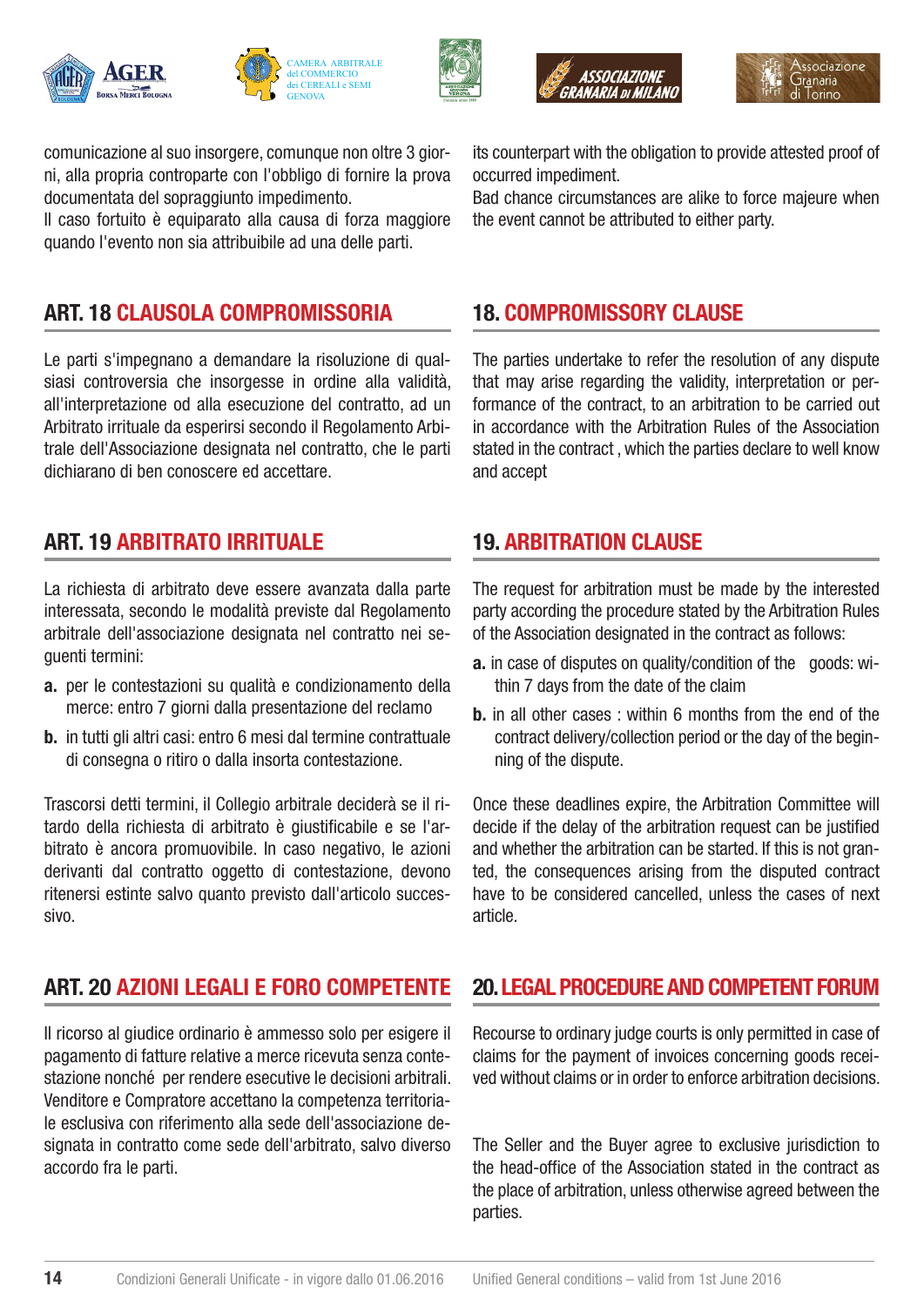comunicazione al suo insorgere, comunque non oltre 3 giorni, alla propria controparte con l'obbligo di fornire la prova documentata del sopraggiunto impedimento.
Il caso fortuito è equiparato alla causa di forza maggiore quando l'evento non sia attribuibile ad una delle parti.

its counterpart with the obligation to provide attested proof of occurred impediment.
Bad chance circumstances are alike to force majeure when the event cannot be attributed to either party.

## ART. 18 CLAUSOLA COMPROMISSORIA

Le parti s'impegnano a demandare la risoluzione di qualsiasi controversia che insorgesse in ordine alla validità, all'interpretazione od alla esecuzione del contratto, ad un Arbitrato irrituale da esperirsi secondo il Regolamento Arbitrale dell'Associazione designata nel contratto, che le parti dichiarano di ben conoscere ed accettare.

## 18. COMPROMISSORY CLAUSE

The parties undertake to refer the resolution of any dispute that may arise regarding the validity, interpretation or performance of the contract, to an arbitration to be carried out in accordance with the Arbitration Rules of the Association stated in the contract , which the parties declare to well know and accept

## ART. 19 ARBITRATO IRRITUALE

La richiesta di arbitrato deve essere avanzata dalla parte interessata, secondo le modalità previste dal Regolamento arbitrale dell'associazione designata nel contratto nei seguenti termini:

**a.** per le contestazioni su qualità e condizionamento della merce: entro 7 giorni dalla presentazione del reclamo

**b.** in tutti gli altri casi: entro 6 mesi dal termine contrattuale di consegna o ritiro o dalla insorta contestazione.

Trascorsi detti termini, il Collegio arbitrale deciderà se il ritardo della richiesta di arbitrato è giustificabile e se l'arbitrato è ancora promuovibile. In caso negativo, le azioni derivanti dal contratto oggetto di contestazione, devono ritenersi estinte salvo quanto previsto dall'articolo successivo.

## 19. ARBITRATION CLAUSE

The request for arbitration must be made by the interested party according the procedure stated by the Arbitration Rules of the Association designated in the contract as follows:

**a.** in case of disputes on quality/condition of the goods: within 7 days from the date of the claim

**b.** in all other cases : within 6 months from the end of the contract delivery/collection period or the day of the beginning of the dispute.

Once these deadlines expire, the Arbitration Committee will decide if the delay of the arbitration request can be justified and whether the arbitration can be started. If this is not granted, the consequences arising from the disputed contract have to be considered cancelled, unless the cases of next article.

## ART. 20 AZIONI LEGALI E FORO COMPETENTE

Il ricorso al giudice ordinario è ammesso solo per esigere il pagamento di fatture relative a merce ricevuta senza contestazione nonché per rendere esecutive le decisioni arbitrali.
Venditore e Compratore accettano la competenza territoriale esclusiva con riferimento alla sede dell'associazione designata in contratto come sede dell'arbitrato, salvo diverso accordo fra le parti.

## 20. LEGAL PROCEDURE AND COMPETENT FORUM

Recourse to ordinary judge courts is only permitted in case of claims for the payment of invoices concerning goods received without claims or in order to enforce arbitration decisions.

The Seller and the Buyer agree to exclusive jurisdiction to the head-office of the Association stated in the contract as the place of arbitration, unless otherwise agreed between the parties.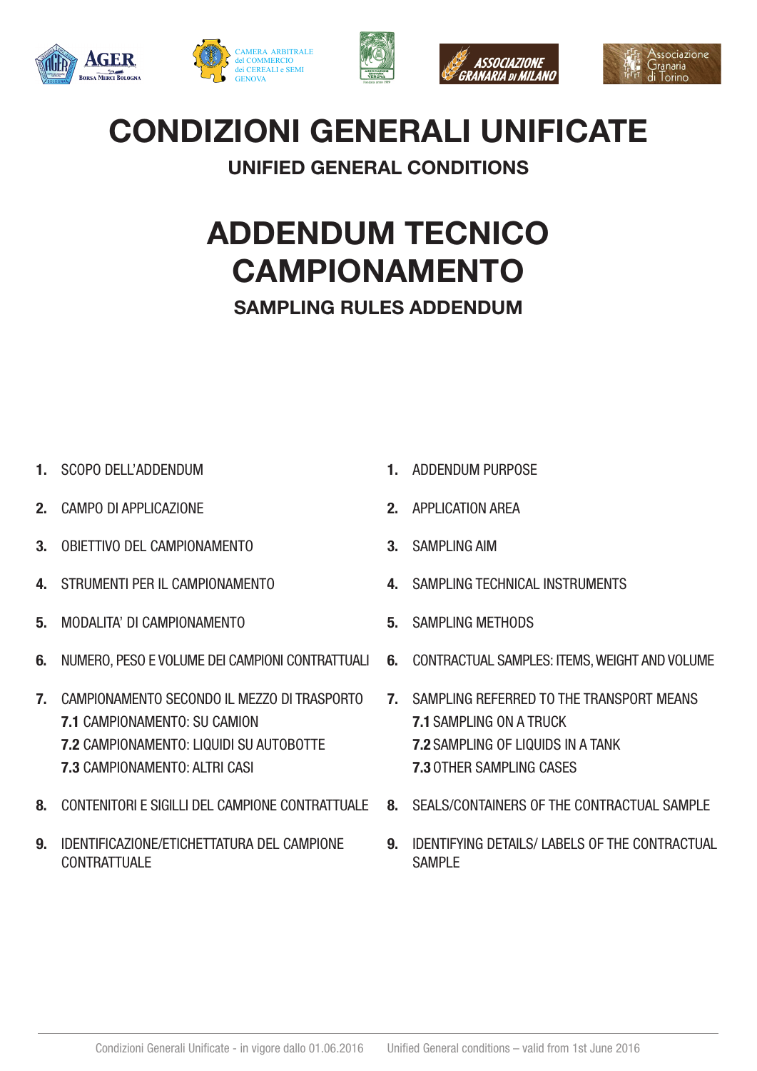# CONDIZIONI GENERALI UNIFICATE

**UNIFIED GENERAL CONDITIONS**

# ADDENDUM TECNICO CAMPIONAMENTO

**SAMPLING RULES ADDENDUM**

1. SCOPO DELL'ADDENDUM
2. CAMPO DI APPLICAZIONE
3. OBIETTIVO DEL CAMPIONAMENTO
4. STRUMENTI PER IL CAMPIONAMENTO
5. MODALITA' DI CAMPIONAMENTO
6. NUMERO, PESO E VOLUME DEI CAMPIONI CONTRATTUALI
7. CAMPIONAMENTO SECONDO IL MEZZO DI TRASPORTO
   - **7.1** CAMPIONAMENTO: SU CAMION
   - **7.2** CAMPIONAMENTO: LIQUIDI SU AUTOBOTTE
   - **7.3** CAMPIONAMENTO: ALTRI CASI
8. CONTENITORI E SIGILLI DEL CAMPIONE CONTRATTUALE
9. IDENTIFICAZIONE/ETICHETTATURA DEL CAMPIONE CONTRATTUALE

1. ADDENDUM PURPOSE
2. APPLICATION AREA
3. SAMPLING AIM
4. SAMPLING TECHNICAL INSTRUMENTS
5. SAMPLING METHODS
6. CONTRACTUAL SAMPLES: ITEMS, WEIGHT AND VOLUME
7. SAMPLING REFERRED TO THE TRANSPORT MEANS
   - **7.1** SAMPLING ON A TRUCK
   - **7.2** SAMPLING OF LIQUIDS IN A TANK
   - **7.3** OTHER SAMPLING CASES
8. SEALS/CONTAINERS OF THE CONTRACTUAL SAMPLE
9. IDENTIFYING DETAILS/ LABELS OF THE CONTRACTUAL SAMPLE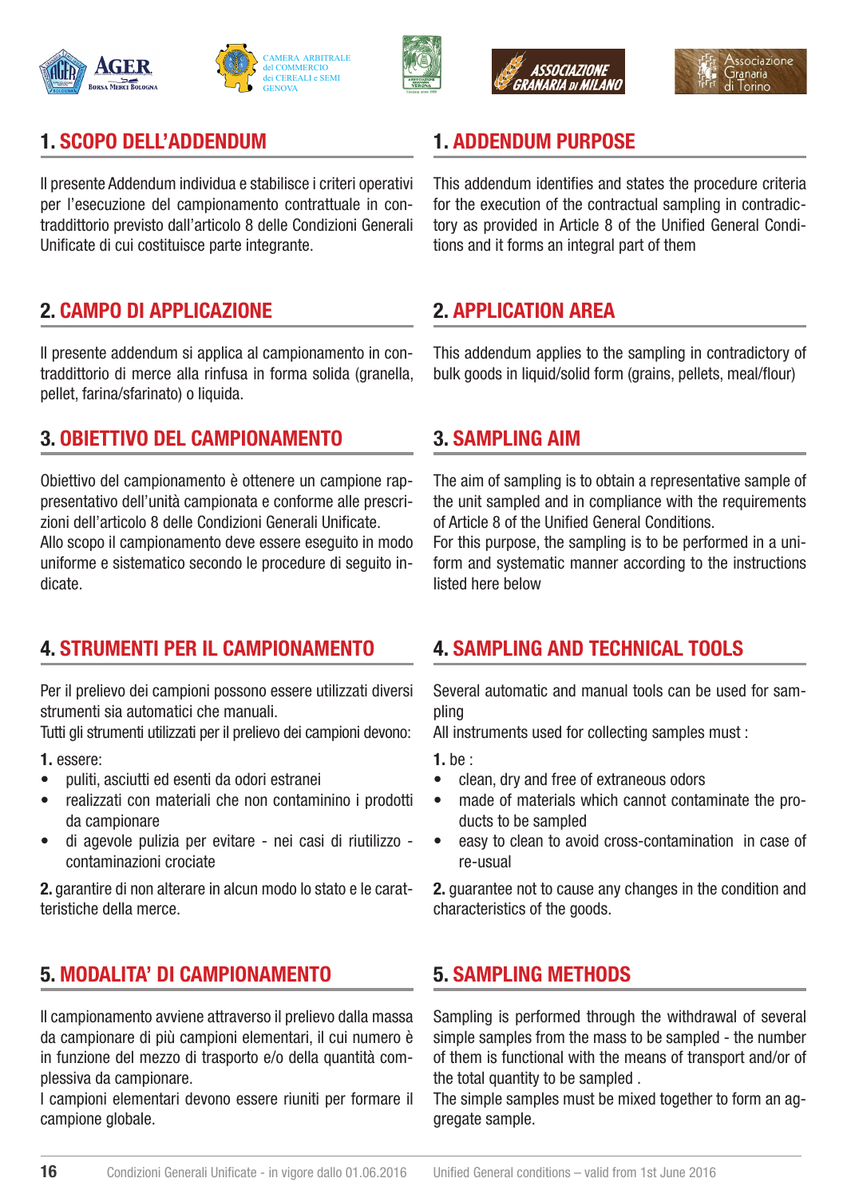## 1. SCOPO DELL'ADDENDUM

Il presente Addendum individua e stabilisce i criteri operativi per l'esecuzione del campionamento contrattuale in contraddittorio previsto dall'articolo 8 delle Condizioni Generali Unificate di cui costituisce parte integrante.

## 2. CAMPO DI APPLICAZIONE

Il presente addendum si applica al campionamento in contraddittorio di merce alla rinfusa in forma solida (granella, pellet, farina/sfarinato) o liquida.

## 3. OBIETTIVO DEL CAMPIONAMENTO

Obiettivo del campionamento è ottenere un campione rappresentativo dell'unità campionata e conforme alle prescrizioni dell'articolo 8 delle Condizioni Generali Unificate.
Allo scopo il campionamento deve essere eseguito in modo uniforme e sistematico secondo le procedure di seguito indicate.

## 4. STRUMENTI PER IL CAMPIONAMENTO

Per il prelievo dei campioni possono essere utilizzati diversi strumenti sia automatici che manuali.
Tutti gli strumenti utilizzati per il prelievo dei campioni devono:

**1.** essere:
- puliti, asciutti ed esenti da odori estranei
- realizzati con materiali che non contaminino i prodotti da campionare
- di agevole pulizia per evitare - nei casi di riutilizzo - contaminazioni crociate

**2.** garantire di non alterare in alcun modo lo stato e le caratteristiche della merce.

## 5. MODALITA' DI CAMPIONAMENTO

Il campionamento avviene attraverso il prelievo dalla massa da campionare di più campioni elementari, il cui numero è in funzione del mezzo di trasporto e/o della quantità complessiva da campionare.
I campioni elementari devono essere riuniti per formare il campione globale.

## 1. ADDENDUM PURPOSE

This addendum identifies and states the procedure criteria for the execution of the contractual sampling in contradictory as provided in Article 8 of the Unified General Conditions and it forms an integral part of them

## 2. APPLICATION AREA

This addendum applies to the sampling in contradictory of bulk goods in liquid/solid form (grains, pellets, meal/flour)

## 3. SAMPLING AIM

The aim of sampling is to obtain a representative sample of the unit sampled and in compliance with the requirements of Article 8 of the Unified General Conditions.
For this purpose, the sampling is to be performed in a uniform and systematic manner according to the instructions listed here below

## 4. SAMPLING AND TECHNICAL TOOLS

Several automatic and manual tools can be used for sampling
All instruments used for collecting samples must :

**1.** be :
- clean, dry and free of extraneous odors
- made of materials which cannot contaminate the products to be sampled
- easy to clean to avoid cross-contamination in case of re-usual

**2.** guarantee not to cause any changes in the condition and characteristics of the goods.

## 5. SAMPLING METHODS

Sampling is performed through the withdrawal of several simple samples from the mass to be sampled - the number of them is functional with the means of transport and/or of the total quantity to be sampled .
The simple samples must be mixed together to form an aggregate sample.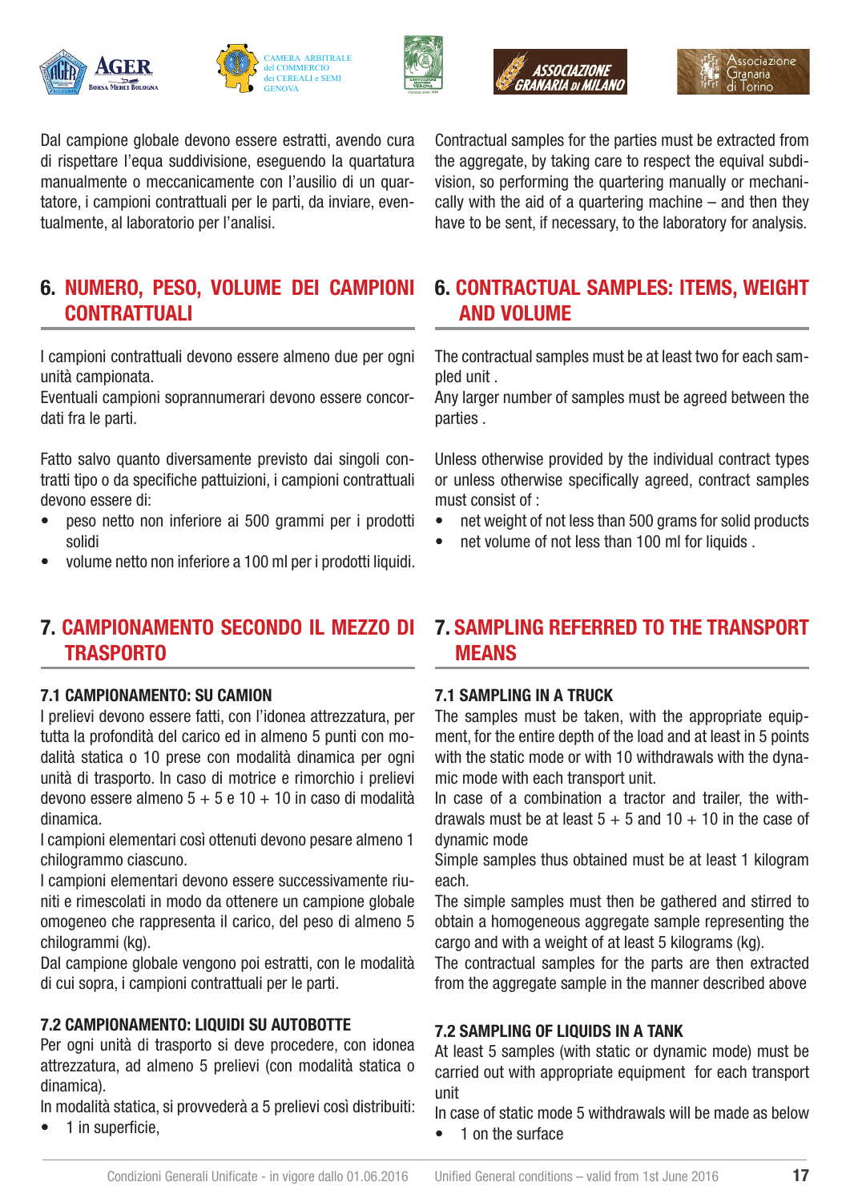Dal campione globale devono essere estratti, avendo cura di rispettare l'equa suddivisione, eseguendo la quartatura manualmente o meccanicamente con l'ausilio di un quartatore, i campioni contrattuali per le parti, da inviare, eventualmente, al laboratorio per l'analisi.

Contractual samples for the parties must be extracted from the aggregate, by taking care to respect the equival subdivision, so performing the quartering manually or mechanically with the aid of a quartering machine – and then they have to be sent, if necessary, to the laboratory for analysis.

## 6. NUMERO, PESO, VOLUME DEI CAMPIONI CONTRATTUALI

I campioni contrattuali devono essere almeno due per ogni unità campionata.
Eventuali campioni soprannumerari devono essere concordati fra le parti.

Fatto salvo quanto diversamente previsto dai singoli contratti tipo o da specifiche pattuizioni, i campioni contrattuali devono essere di:

- peso netto non inferiore ai 500 grammi per i prodotti solidi
- volume netto non inferiore a 100 ml per i prodotti liquidi.

## 6. CONTRACTUAL SAMPLES: ITEMS, WEIGHT AND VOLUME

The contractual samples must be at least two for each sampled unit .
Any larger number of samples must be agreed between the parties .

Unless otherwise provided by the individual contract types or unless otherwise specifically agreed, contract samples must consist of :

- net weight of not less than 500 grams for solid products
- net volume of not less than 100 ml for liquids .

## 7. CAMPIONAMENTO SECONDO IL MEZZO DI TRASPORTO

### 7.1 CAMPIONAMENTO: SU CAMION

I prelievi devono essere fatti, con l'idonea attrezzatura, per tutta la profondità del carico ed in almeno 5 punti con modalità statica o 10 prese con modalità dinamica per ogni unità di trasporto. In caso di motrice e rimorchio i prelievi devono essere almeno 5 + 5 e 10 + 10 in caso di modalità dinamica.
I campioni elementari così ottenuti devono pesare almeno 1 chilogrammo ciascuno.
I campioni elementari devono essere successivamente riuniti e rimescolati in modo da ottenere un campione globale omogeneo che rappresenta il carico, del peso di almeno 5 chilogrammi (kg).
Dal campione globale vengono poi estratti, con le modalità di cui sopra, i campioni contrattuali per le parti.

### 7.2 CAMPIONAMENTO: LIQUIDI SU AUTOBOTTE

Per ogni unità di trasporto si deve procedere, con idonea attrezzatura, ad almeno 5 prelievi (con modalità statica o dinamica).
In modalità statica, si provvederà a 5 prelievi così distribuiti:

- 1 in superficie,

## 7. SAMPLING REFERRED TO THE TRANSPORT MEANS

### 7.1 SAMPLING IN A TRUCK

The samples must be taken, with the appropriate equipment, for the entire depth of the load and at least in 5 points with the static mode or with 10 withdrawals with the dynamic mode with each transport unit.
In case of a combination a tractor and trailer, the withdrawals must be at least 5 + 5 and 10 + 10 in the case of dynamic mode
Simple samples thus obtained must be at least 1 kilogram each.
The simple samples must then be gathered and stirred to obtain a homogeneous aggregate sample representing the cargo and with a weight of at least 5 kilograms (kg).
The contractual samples for the parts are then extracted from the aggregate sample in the manner described above

### 7.2 SAMPLING OF LIQUIDS IN A TANK

At least 5 samples (with static or dynamic mode) must be carried out with appropriate equipment for each transport unit
In case of static mode 5 withdrawals will be made as below

- 1 on the surface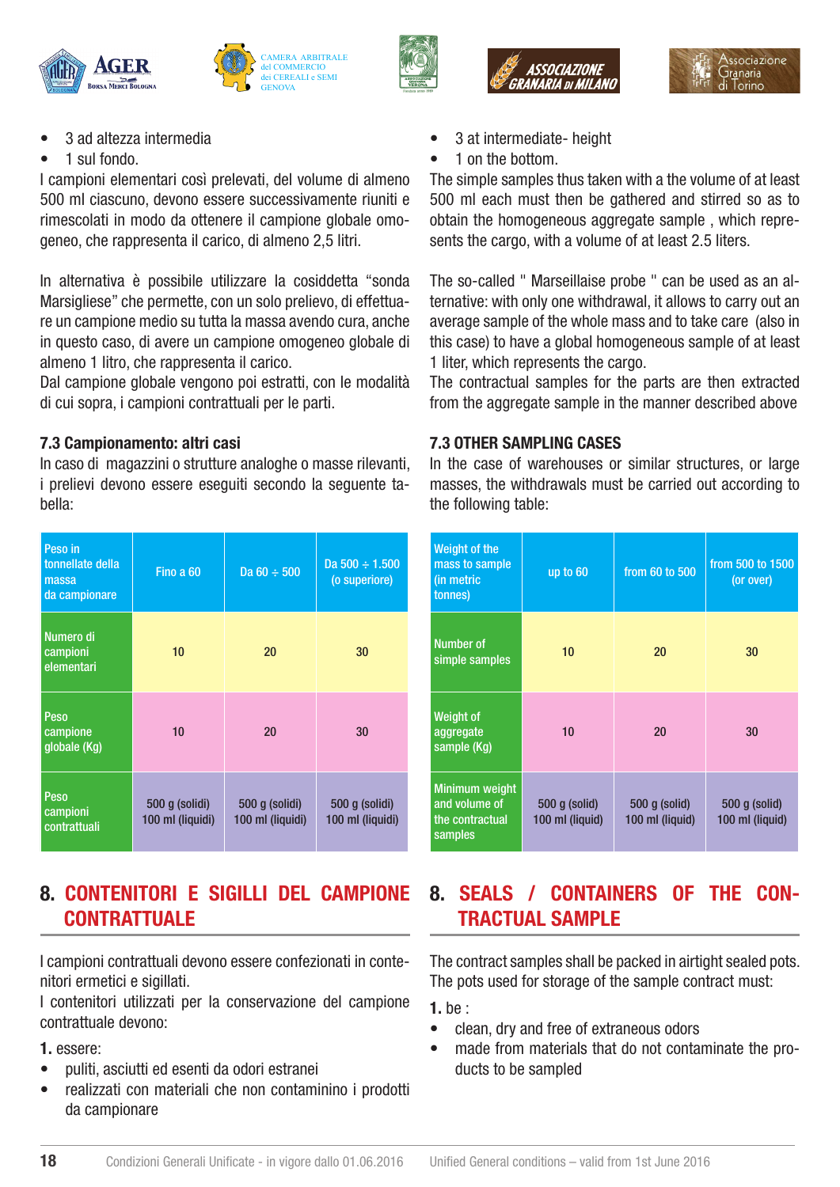- 3 ad altezza intermedia
- 1 sul fondo.

I campioni elementari così prelevati, del volume di almeno 500 ml ciascuno, devono essere successivamente riuniti e rimescolati in modo da ottenere il campione globale omogeneo, che rappresenta il carico, di almeno 2,5 litri.

In alternativa è possibile utilizzare la cosiddetta "sonda Marsigliese" che permette, con un solo prelievo, di effettuare un campione medio su tutta la massa avendo cura, anche in questo caso, di avere un campione omogeneo globale di almeno 1 litro, che rappresenta il carico.

Dal campione globale vengono poi estratti, con le modalità di cui sopra, i campioni contrattuali per le parti.

### 7.3 Campionamento: altri casi

In caso di magazzini o strutture analoghe o masse rilevanti, i prelievi devono essere eseguiti secondo la seguente tabella:

| Peso in tonnellate della massa da campionare | Fino a 60 | Da 60 ÷ 500 | Da 500 ÷ 1.500 (o superiore) |
|---|---|---|---|
| Numero di campioni elementari | 10 | 20 | 30 |
| Peso campione globale (Kg) | 10 | 20 | 30 |
| Peso campioni contrattuali | 500 g (solidi) 100 ml (liquidi) | 500 g (solidi) 100 ml (liquidi) | 500 g (solidi) 100 ml (liquidi) |

## 8. CONTENITORI E SIGILLI DEL CAMPIONE CONTRATTUALE

I campioni contrattuali devono essere confezionati in contenitori ermetici e sigillati.

I contenitori utilizzati per la conservazione del campione contrattuale devono:

**1.** essere:

- puliti, asciutti ed esenti da odori estranei
- realizzati con materiali che non contaminino i prodotti da campionare

- 3 at intermediate- height
- 1 on the bottom.

The simple samples thus taken with a the volume of at least 500 ml each must then be gathered and stirred so as to obtain the homogeneous aggregate sample , which represents the cargo, with a volume of at least 2.5 liters.

The so-called " Marseillaise probe " can be used as an alternative: with only one withdrawal, it allows to carry out an average sample of the whole mass and to take care (also in this case) to have a global homogeneous sample of at least 1 liter, which represents the cargo.

The contractual samples for the parts are then extracted from the aggregate sample in the manner described above

### 7.3 OTHER SAMPLING CASES

In the case of warehouses or similar structures, or large masses, the withdrawals must be carried out according to the following table:

| Weight of the mass to sample (in metric tonnes) | up to 60 | from 60 to 500 | from 500 to 1500 (or over) |
|---|---|---|---|
| Number of simple samples | 10 | 20 | 30 |
| Weight of aggregate sample (Kg) | 10 | 20 | 30 |
| Minimum weight and volume of the contractual samples | 500 g (solid) 100 ml (liquid) | 500 g (solid) 100 ml (liquid) | 500 g (solid) 100 ml (liquid) |

## 8. SEALS / CONTAINERS OF THE CONTRACTUAL SAMPLE

The contract samples shall be packed in airtight sealed pots. The pots used for storage of the sample contract must:

**1.** be :

- clean, dry and free of extraneous odors
- made from materials that do not contaminate the products to be sampled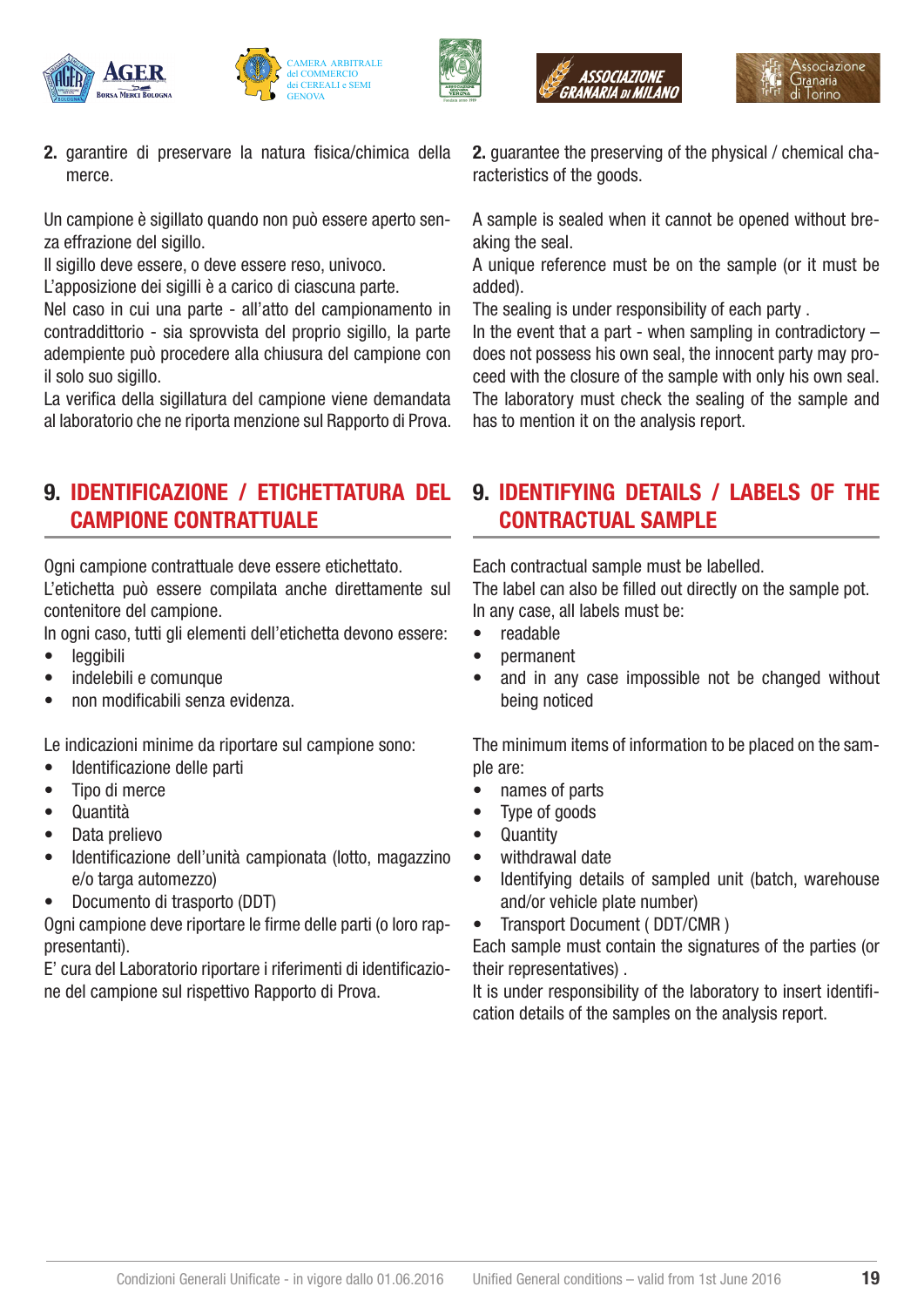2. garantire di preservare la natura fisica/chimica della merce.

Un campione è sigillato quando non può essere aperto senza effrazione del sigillo.
Il sigillo deve essere, o deve essere reso, univoco.
L'apposizione dei sigilli è a carico di ciascuna parte.
Nel caso in cui una parte - all'atto del campionamento in contraddittorio - sia sprovvista del proprio sigillo, la parte adempiente può procedere alla chiusura del campione con il solo suo sigillo.
La verifica della sigillatura del campione viene demandata al laboratorio che ne riporta menzione sul Rapporto di Prova.

## 9. IDENTIFICAZIONE / ETICHETTATURA DEL CAMPIONE CONTRATTUALE

Ogni campione contrattuale deve essere etichettato.
L'etichetta può essere compilata anche direttamente sul contenitore del campione.
In ogni caso, tutti gli elementi dell'etichetta devono essere:

- leggibili
- indelebili e comunque
- non modificabili senza evidenza.

Le indicazioni minime da riportare sul campione sono:

- Identificazione delle parti
- Tipo di merce
- Quantità
- Data prelievo
- Identificazione dell'unità campionata (lotto, magazzino e/o targa automezzo)
- Documento di trasporto (DDT)

Ogni campione deve riportare le firme delle parti (o loro rappresentanti).
E' cura del Laboratorio riportare i riferimenti di identificazione del campione sul rispettivo Rapporto di Prova.

2. guarantee the preserving of the physical / chemical characteristics of the goods.

A sample is sealed when it cannot be opened without breaking the seal.
A unique reference must be on the sample (or it must be added).
The sealing is under responsibility of each party .
In the event that a part - when sampling in contradictory – does not possess his own seal, the innocent party may proceed with the closure of the sample with only his own seal.
The laboratory must check the sealing of the sample and has to mention it on the analysis report.

## 9. IDENTIFYING DETAILS / LABELS OF THE CONTRACTUAL SAMPLE

Each contractual sample must be labelled.
The label can also be filled out directly on the sample pot.
In any case, all labels must be:

- readable
- permanent
- and in any case impossible not be changed without being noticed

The minimum items of information to be placed on the sample are:

- names of parts
- Type of goods
- Quantity
- withdrawal date
- Identifying details of sampled unit (batch, warehouse and/or vehicle plate number)
- Transport Document ( DDT/CMR )

Each sample must contain the signatures of the parties (or their representatives) .
It is under responsibility of the laboratory to insert identification details of the samples on the analysis report.